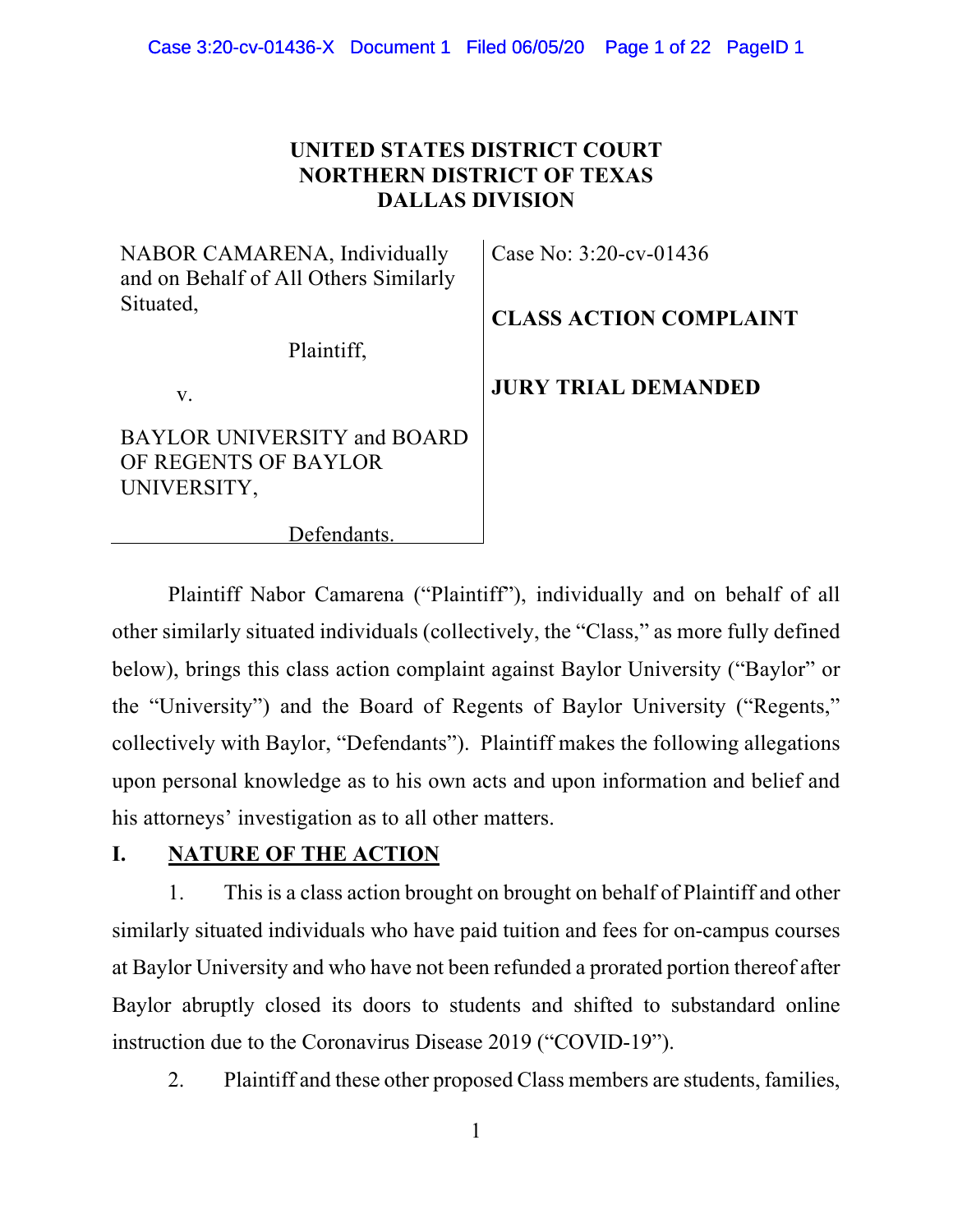**UNITED STATES DISTRICT COURT**
**NORTHERN DISTRICT OF TEXAS**
**DALLAS DIVISION**

| | |
|---|---|
| NABOR CAMARENA, Individually and on Behalf of All Others Similarly Situated,<br><br>Plaintiff,<br><br>v.<br><br>BAYLOR UNIVERSITY and BOARD OF REGENTS OF BAYLOR UNIVERSITY,<br><br>Defendants. | Case No: 3:20-cv-01436<br><br>**CLASS ACTION COMPLAINT**<br><br>**JURY TRIAL DEMANDED** |

Plaintiff Nabor Camarena ("Plaintiff"), individually and on behalf of all other similarly situated individuals (collectively, the "Class," as more fully defined below), brings this class action complaint against Baylor University ("Baylor" or the "University") and the Board of Regents of Baylor University ("Regents," collectively with Baylor, "Defendants"). Plaintiff makes the following allegations upon personal knowledge as to his own acts and upon information and belief and his attorneys' investigation as to all other matters.

## I. NATURE OF THE ACTION

1. This is a class action brought on brought on behalf of Plaintiff and other similarly situated individuals who have paid tuition and fees for on-campus courses at Baylor University and who have not been refunded a prorated portion thereof after Baylor abruptly closed its doors to students and shifted to substandard online instruction due to the Coronavirus Disease 2019 ("COVID-19").

2. Plaintiff and these other proposed Class members are students, families,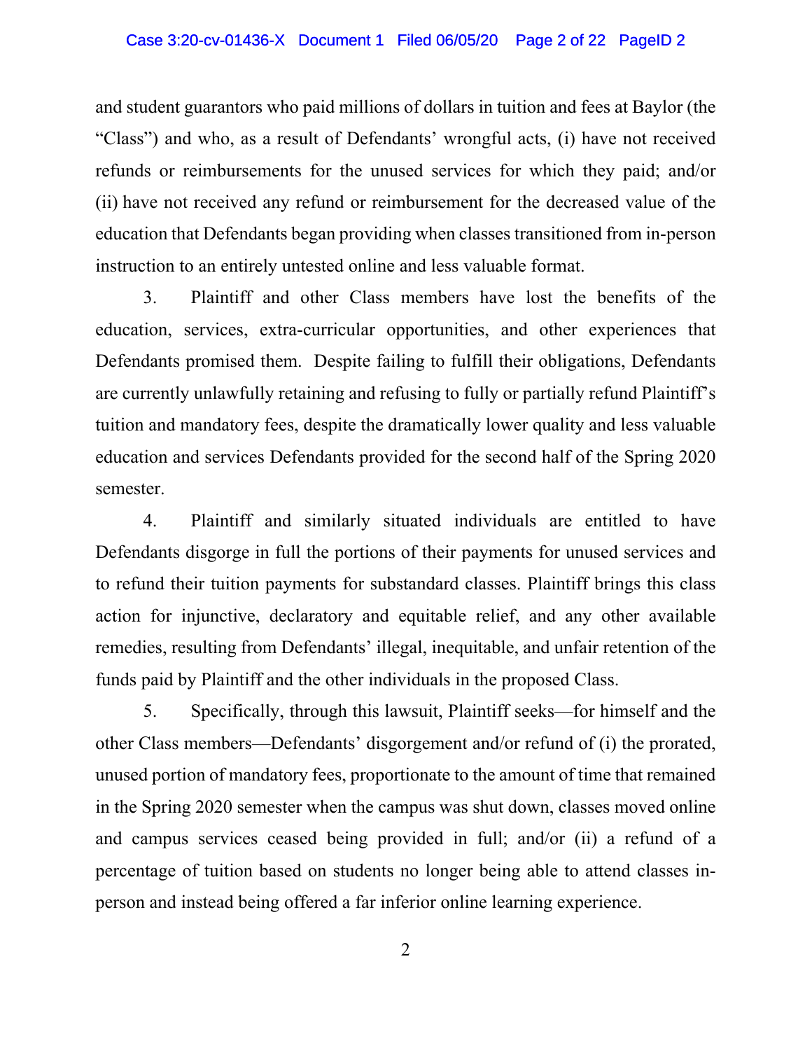and student guarantors who paid millions of dollars in tuition and fees at Baylor (the "Class") and who, as a result of Defendants' wrongful acts, (i) have not received refunds or reimbursements for the unused services for which they paid; and/or (ii) have not received any refund or reimbursement for the decreased value of the education that Defendants began providing when classes transitioned from in-person instruction to an entirely untested online and less valuable format.

3. Plaintiff and other Class members have lost the benefits of the education, services, extra-curricular opportunities, and other experiences that Defendants promised them. Despite failing to fulfill their obligations, Defendants are currently unlawfully retaining and refusing to fully or partially refund Plaintiff's tuition and mandatory fees, despite the dramatically lower quality and less valuable education and services Defendants provided for the second half of the Spring 2020 semester.

4. Plaintiff and similarly situated individuals are entitled to have Defendants disgorge in full the portions of their payments for unused services and to refund their tuition payments for substandard classes. Plaintiff brings this class action for injunctive, declaratory and equitable relief, and any other available remedies, resulting from Defendants' illegal, inequitable, and unfair retention of the funds paid by Plaintiff and the other individuals in the proposed Class.

5. Specifically, through this lawsuit, Plaintiff seeks—for himself and the other Class members—Defendants' disgorgement and/or refund of (i) the prorated, unused portion of mandatory fees, proportionate to the amount of time that remained in the Spring 2020 semester when the campus was shut down, classes moved online and campus services ceased being provided in full; and/or (ii) a refund of a percentage of tuition based on students no longer being able to attend classes in-person and instead being offered a far inferior online learning experience.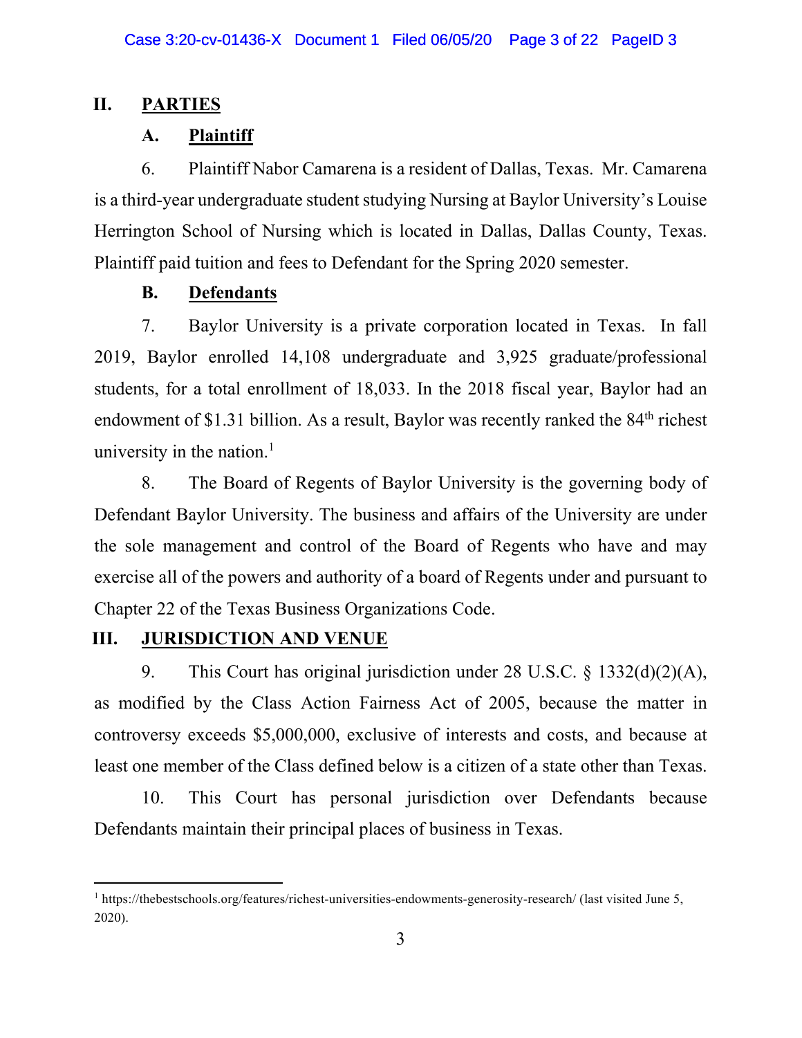## II. PARTIES

### A. Plaintiff

6. Plaintiff Nabor Camarena is a resident of Dallas, Texas. Mr. Camarena is a third-year undergraduate student studying Nursing at Baylor University's Louise Herrington School of Nursing which is located in Dallas, Dallas County, Texas. Plaintiff paid tuition and fees to Defendant for the Spring 2020 semester.

### B. Defendants

7. Baylor University is a private corporation located in Texas. In fall 2019, Baylor enrolled 14,108 undergraduate and 3,925 graduate/professional students, for a total enrollment of 18,033. In the 2018 fiscal year, Baylor had an endowment of $1.31 billion. As a result, Baylor was recently ranked the 84th richest university in the nation.[1]

8. The Board of Regents of Baylor University is the governing body of Defendant Baylor University. The business and affairs of the University are under the sole management and control of the Board of Regents who have and may exercise all of the powers and authority of a board of Regents under and pursuant to Chapter 22 of the Texas Business Organizations Code.

## III. JURISDICTION AND VENUE

9. This Court has original jurisdiction under 28 U.S.C. § 1332(d)(2)(A), as modified by the Class Action Fairness Act of 2005, because the matter in controversy exceeds $5,000,000, exclusive of interests and costs, and because at least one member of the Class defined below is a citizen of a state other than Texas.

10. This Court has personal jurisdiction over Defendants because Defendants maintain their principal places of business in Texas.

---

[1] https://thebestschools.org/features/richest-universities-endowments-generosity-research/ (last visited June 5, 2020).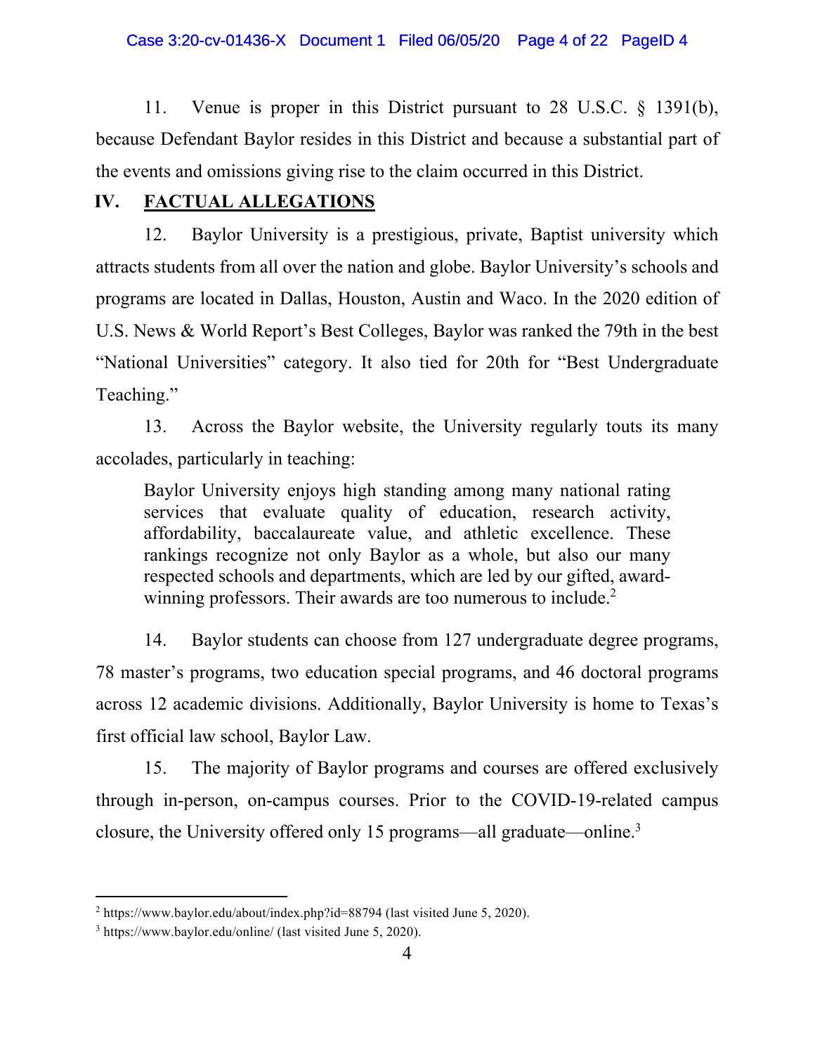11. Venue is proper in this District pursuant to 28 U.S.C. § 1391(b), because Defendant Baylor resides in this District and because a substantial part of the events and omissions giving rise to the claim occurred in this District.

## IV. FACTUAL ALLEGATIONS

12. Baylor University is a prestigious, private, Baptist university which attracts students from all over the nation and globe. Baylor University's schools and programs are located in Dallas, Houston, Austin and Waco. In the 2020 edition of U.S. News & World Report's Best Colleges, Baylor was ranked the 79th in the best "National Universities" category. It also tied for 20th for "Best Undergraduate Teaching."

13. Across the Baylor website, the University regularly touts its many accolades, particularly in teaching:

> Baylor University enjoys high standing among many national rating services that evaluate quality of education, research activity, affordability, baccalaureate value, and athletic excellence. These rankings recognize not only Baylor as a whole, but also our many respected schools and departments, which are led by our gifted, award-winning professors. Their awards are too numerous to include.[2]

14. Baylor students can choose from 127 undergraduate degree programs, 78 master's programs, two education special programs, and 46 doctoral programs across 12 academic divisions. Additionally, Baylor University is home to Texas's first official law school, Baylor Law.

15. The majority of Baylor programs and courses are offered exclusively through in-person, on-campus courses. Prior to the COVID-19-related campus closure, the University offered only 15 programs—all graduate—online.[3]

---

[2] https://www.baylor.edu/about/index.php?id=88794 (last visited June 5, 2020).

[3] https://www.baylor.edu/online/ (last visited June 5, 2020).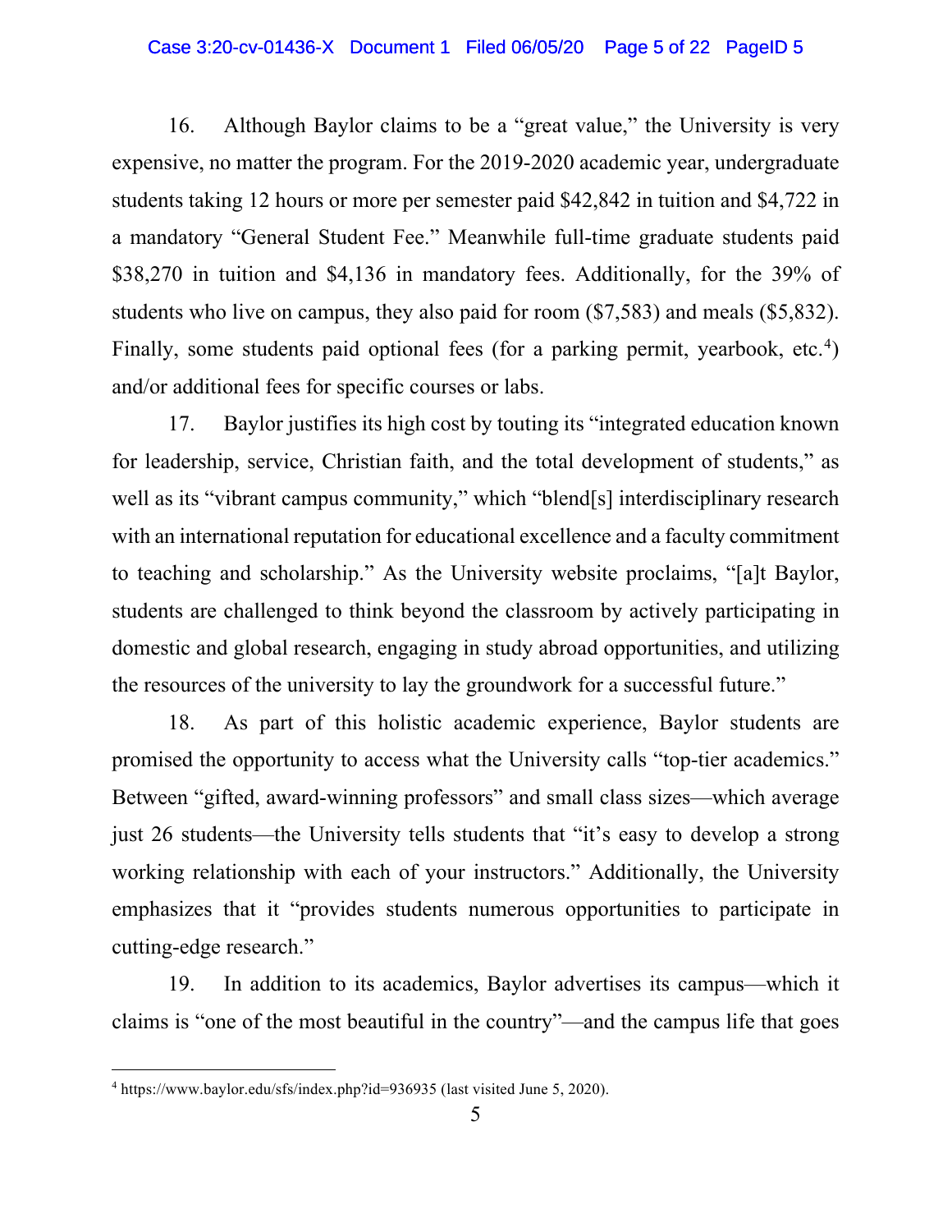16. Although Baylor claims to be a "great value," the University is very expensive, no matter the program. For the 2019-2020 academic year, undergraduate students taking 12 hours or more per semester paid $42,842 in tuition and $4,722 in a mandatory "General Student Fee." Meanwhile full-time graduate students paid $38,270 in tuition and $4,136 in mandatory fees. Additionally, for the 39% of students who live on campus, they also paid for room ($7,583) and meals ($5,832). Finally, some students paid optional fees (for a parking permit, yearbook, etc.[4]) and/or additional fees for specific courses or labs.

17. Baylor justifies its high cost by touting its "integrated education known for leadership, service, Christian faith, and the total development of students," as well as its "vibrant campus community," which "blend[s] interdisciplinary research with an international reputation for educational excellence and a faculty commitment to teaching and scholarship." As the University website proclaims, "[a]t Baylor, students are challenged to think beyond the classroom by actively participating in domestic and global research, engaging in study abroad opportunities, and utilizing the resources of the university to lay the groundwork for a successful future."

18. As part of this holistic academic experience, Baylor students are promised the opportunity to access what the University calls "top-tier academics." Between "gifted, award-winning professors" and small class sizes—which average just 26 students—the University tells students that "it's easy to develop a strong working relationship with each of your instructors." Additionally, the University emphasizes that it "provides students numerous opportunities to participate in cutting-edge research."

19. In addition to its academics, Baylor advertises its campus—which it claims is "one of the most beautiful in the country"—and the campus life that goes

---

[4] https://www.baylor.edu/sfs/index.php?id=936935 (last visited June 5, 2020).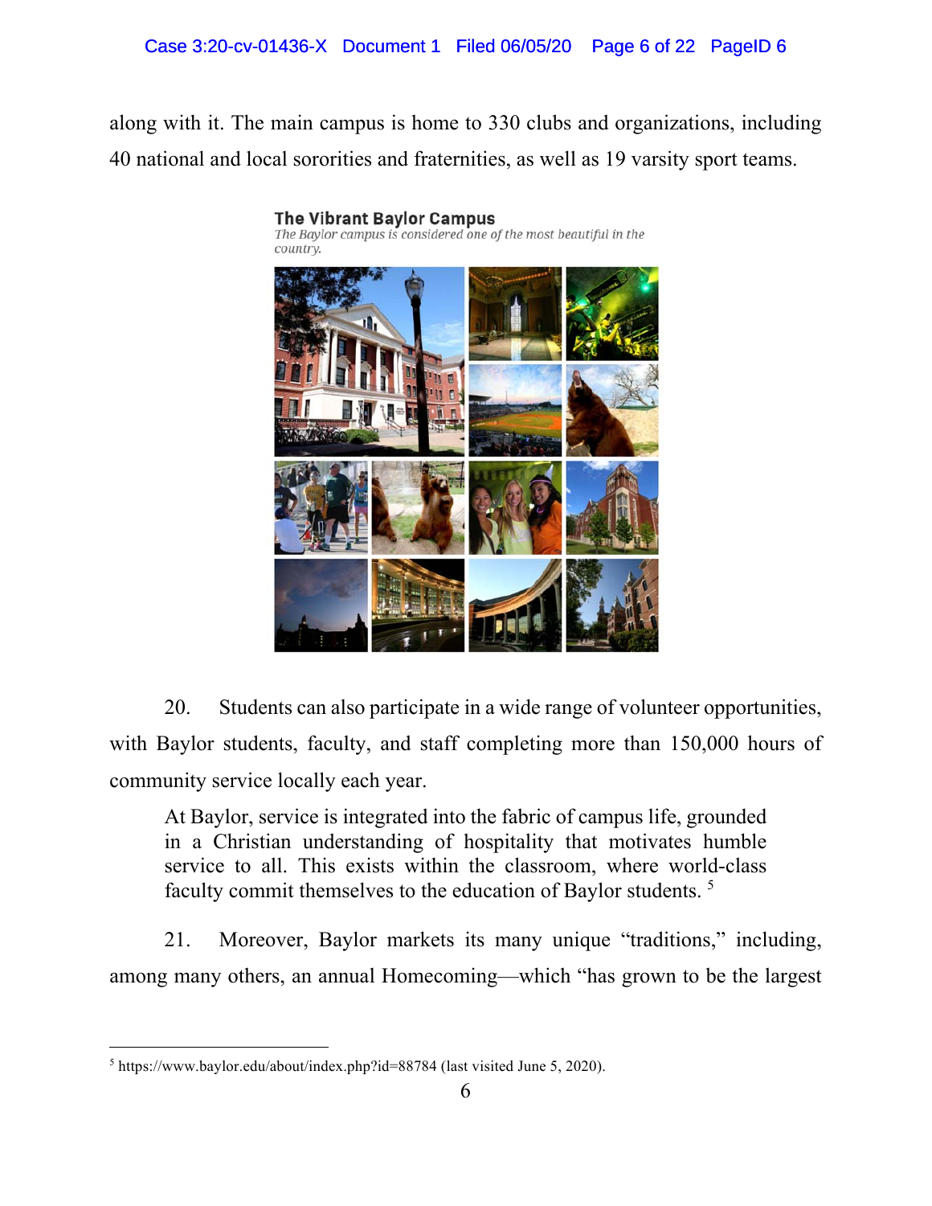along with it. The main campus is home to 330 clubs and organizations, including 40 national and local sororities and fraternities, as well as 19 varsity sport teams.

**The Vibrant Baylor Campus**

*The Baylor campus is considered one of the most beautiful in the country.*

20. Students can also participate in a wide range of volunteer opportunities, with Baylor students, faculty, and staff completing more than 150,000 hours of community service locally each year.

> At Baylor, service is integrated into the fabric of campus life, grounded in a Christian understanding of hospitality that motivates humble service to all. This exists within the classroom, where world-class faculty commit themselves to the education of Baylor students. [5]

21. Moreover, Baylor markets its many unique "traditions," including, among many others, an annual Homecoming—which "has grown to be the largest

---

[5] https://www.baylor.edu/about/index.php?id=88784 (last visited June 5, 2020).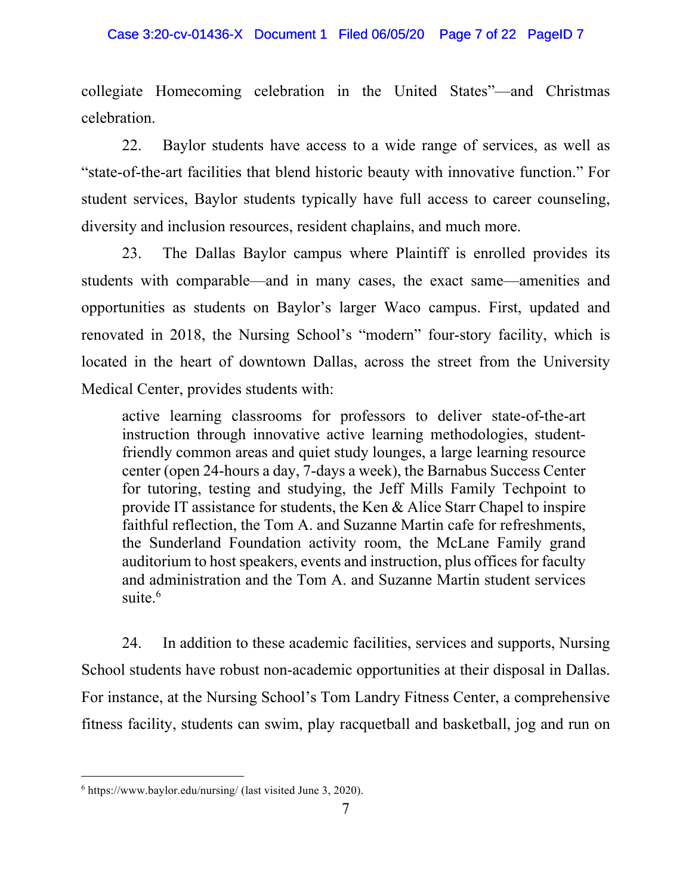collegiate Homecoming celebration in the United States"—and Christmas celebration.

22. Baylor students have access to a wide range of services, as well as "state-of-the-art facilities that blend historic beauty with innovative function." For student services, Baylor students typically have full access to career counseling, diversity and inclusion resources, resident chaplains, and much more.

23. The Dallas Baylor campus where Plaintiff is enrolled provides its students with comparable—and in many cases, the exact same—amenities and opportunities as students on Baylor's larger Waco campus. First, updated and renovated in 2018, the Nursing School's "modern" four-story facility, which is located in the heart of downtown Dallas, across the street from the University Medical Center, provides students with:

> active learning classrooms for professors to deliver state-of-the-art instruction through innovative active learning methodologies, student-friendly common areas and quiet study lounges, a large learning resource center (open 24-hours a day, 7-days a week), the Barnabus Success Center for tutoring, testing and studying, the Jeff Mills Family Techpoint to provide IT assistance for students, the Ken & Alice Starr Chapel to inspire faithful reflection, the Tom A. and Suzanne Martin cafe for refreshments, the Sunderland Foundation activity room, the McLane Family grand auditorium to host speakers, events and instruction, plus offices for faculty and administration and the Tom A. and Suzanne Martin student services suite.[6]

24. In addition to these academic facilities, services and supports, Nursing School students have robust non-academic opportunities at their disposal in Dallas. For instance, at the Nursing School's Tom Landry Fitness Center, a comprehensive fitness facility, students can swim, play racquetball and basketball, jog and run on

[6] https://www.baylor.edu/nursing/ (last visited June 3, 2020).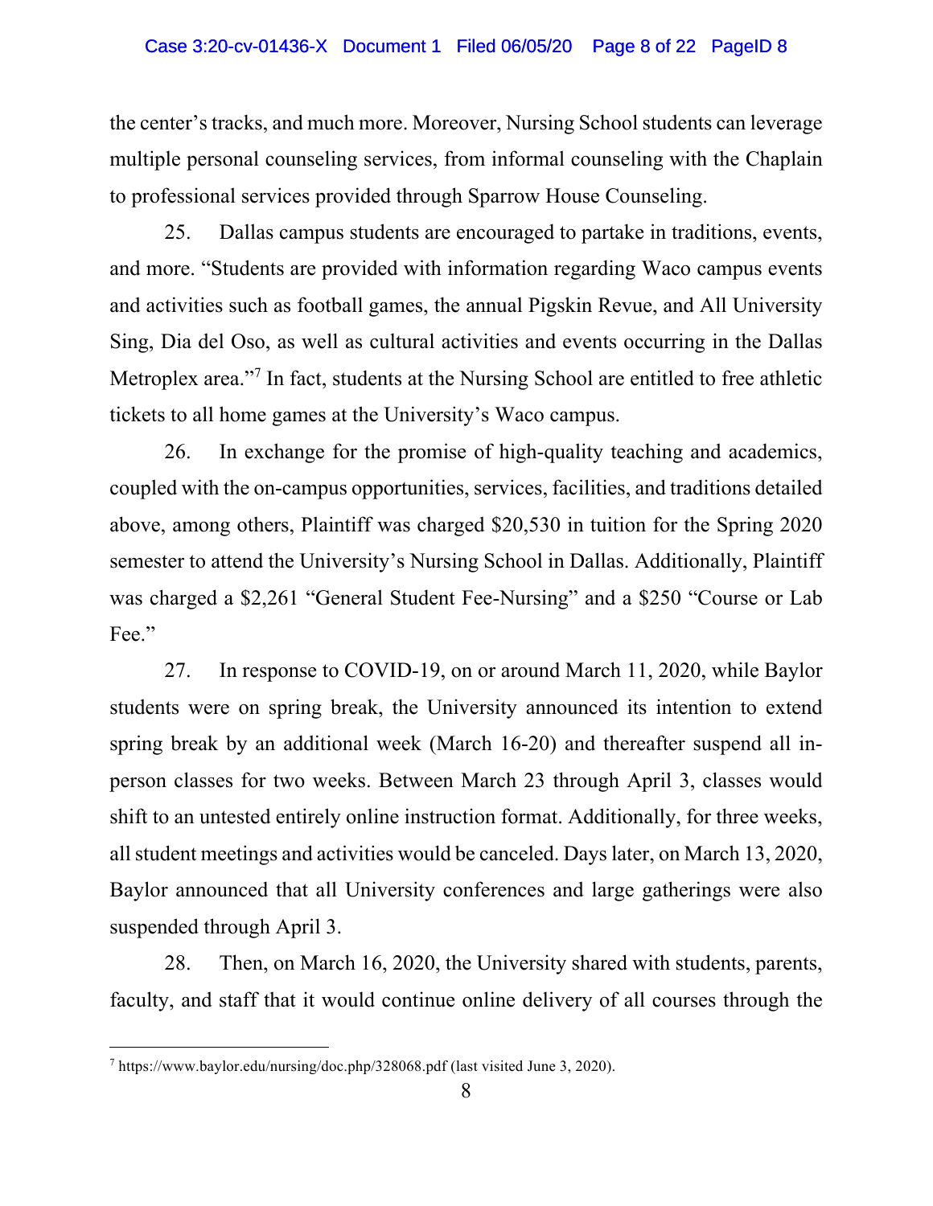the center's tracks, and much more. Moreover, Nursing School students can leverage multiple personal counseling services, from informal counseling with the Chaplain to professional services provided through Sparrow House Counseling.

25. Dallas campus students are encouraged to partake in traditions, events, and more. "Students are provided with information regarding Waco campus events and activities such as football games, the annual Pigskin Revue, and All University Sing, Dia del Oso, as well as cultural activities and events occurring in the Dallas Metroplex area."[7] In fact, students at the Nursing School are entitled to free athletic tickets to all home games at the University's Waco campus.

26. In exchange for the promise of high-quality teaching and academics, coupled with the on-campus opportunities, services, facilities, and traditions detailed above, among others, Plaintiff was charged $20,530 in tuition for the Spring 2020 semester to attend the University's Nursing School in Dallas. Additionally, Plaintiff was charged a $2,261 "General Student Fee-Nursing" and a $250 "Course or Lab Fee."

27. In response to COVID-19, on or around March 11, 2020, while Baylor students were on spring break, the University announced its intention to extend spring break by an additional week (March 16-20) and thereafter suspend all in-person classes for two weeks. Between March 23 through April 3, classes would shift to an untested entirely online instruction format. Additionally, for three weeks, all student meetings and activities would be canceled. Days later, on March 13, 2020, Baylor announced that all University conferences and large gatherings were also suspended through April 3.

28. Then, on March 16, 2020, the University shared with students, parents, faculty, and staff that it would continue online delivery of all courses through the

---

[7] https://www.baylor.edu/nursing/doc.php/328068.pdf (last visited June 3, 2020).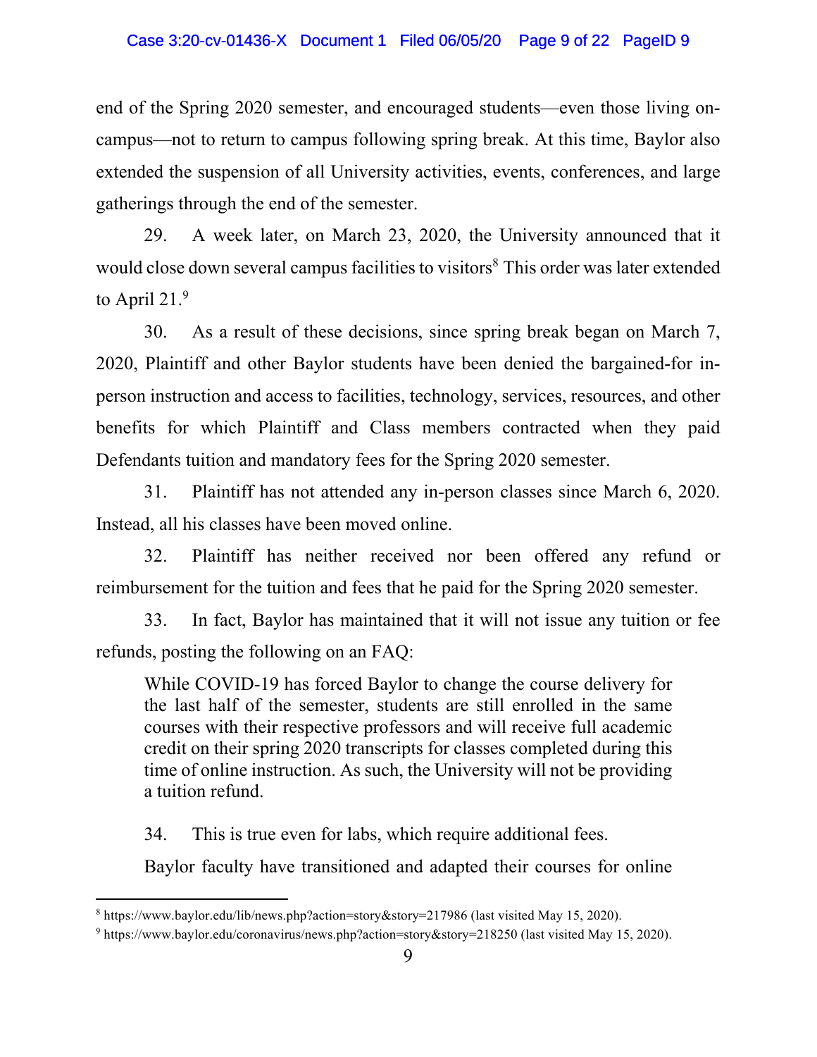end of the Spring 2020 semester, and encouraged students—even those living on-campus—not to return to campus following spring break. At this time, Baylor also extended the suspension of all University activities, events, conferences, and large gatherings through the end of the semester.

29. A week later, on March 23, 2020, the University announced that it would close down several campus facilities to visitors[8] This order was later extended to April 21.[9]

30. As a result of these decisions, since spring break began on March 7, 2020, Plaintiff and other Baylor students have been denied the bargained-for in-person instruction and access to facilities, technology, services, resources, and other benefits for which Plaintiff and Class members contracted when they paid Defendants tuition and mandatory fees for the Spring 2020 semester.

31. Plaintiff has not attended any in-person classes since March 6, 2020. Instead, all his classes have been moved online.

32. Plaintiff has neither received nor been offered any refund or reimbursement for the tuition and fees that he paid for the Spring 2020 semester.

33. In fact, Baylor has maintained that it will not issue any tuition or fee refunds, posting the following on an FAQ:

> While COVID-19 has forced Baylor to change the course delivery for the last half of the semester, students are still enrolled in the same courses with their respective professors and will receive full academic credit on their spring 2020 transcripts for classes completed during this time of online instruction. As such, the University will not be providing a tuition refund.

34. This is true even for labs, which require additional fees.

Baylor faculty have transitioned and adapted their courses for online

---

[8] https://www.baylor.edu/lib/news.php?action=story&story=217986 (last visited May 15, 2020).

[9] https://www.baylor.edu/coronavirus/news.php?action=story&story=218250 (last visited May 15, 2020).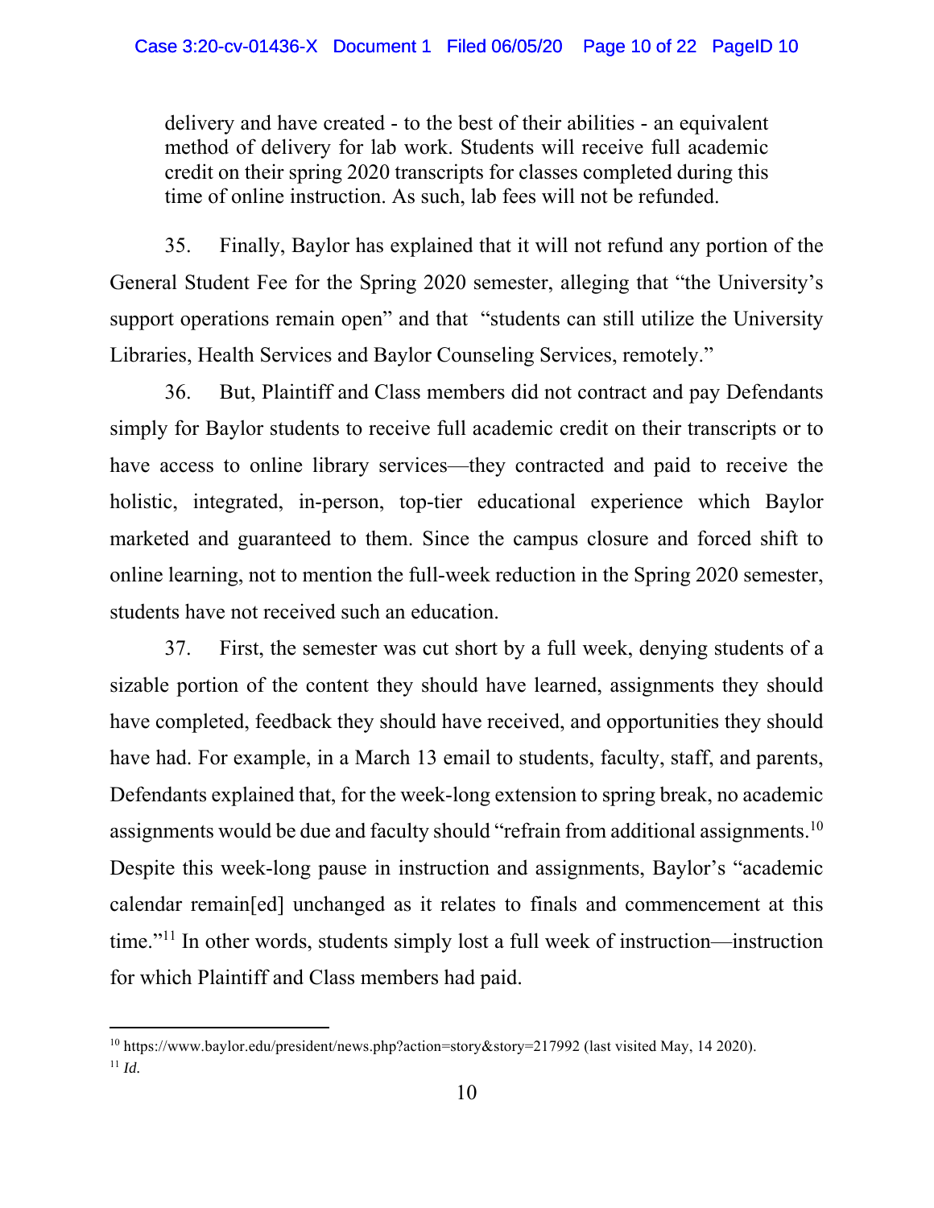> delivery and have created - to the best of their abilities - an equivalent method of delivery for lab work. Students will receive full academic credit on their spring 2020 transcripts for classes completed during this time of online instruction. As such, lab fees will not be refunded.

35. Finally, Baylor has explained that it will not refund any portion of the General Student Fee for the Spring 2020 semester, alleging that "the University's support operations remain open" and that "students can still utilize the University Libraries, Health Services and Baylor Counseling Services, remotely."

36. But, Plaintiff and Class members did not contract and pay Defendants simply for Baylor students to receive full academic credit on their transcripts or to have access to online library services—they contracted and paid to receive the holistic, integrated, in-person, top-tier educational experience which Baylor marketed and guaranteed to them. Since the campus closure and forced shift to online learning, not to mention the full-week reduction in the Spring 2020 semester, students have not received such an education.

37. First, the semester was cut short by a full week, denying students of a sizable portion of the content they should have learned, assignments they should have completed, feedback they should have received, and opportunities they should have had. For example, in a March 13 email to students, faculty, staff, and parents, Defendants explained that, for the week-long extension to spring break, no academic assignments would be due and faculty should "refrain from additional assignments.[10] Despite this week-long pause in instruction and assignments, Baylor's "academic calendar remain[ed] unchanged as it relates to finals and commencement at this time."[11] In other words, students simply lost a full week of instruction—instruction for which Plaintiff and Class members had paid.

---

[10] https://www.baylor.edu/president/news.php?action=story&story=217992 (last visited May, 14 2020).

[11] *Id.*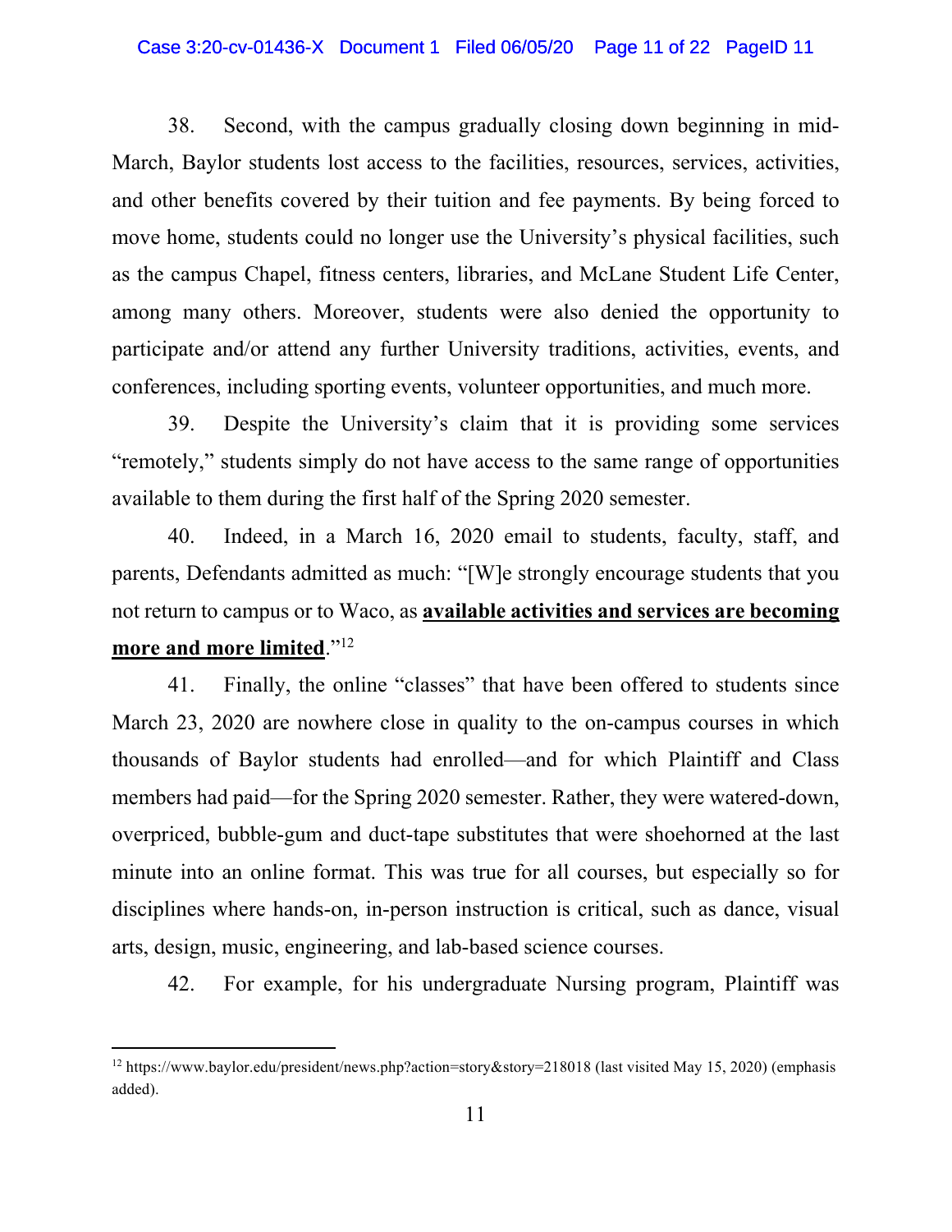38. Second, with the campus gradually closing down beginning in mid-March, Baylor students lost access to the facilities, resources, services, activities, and other benefits covered by their tuition and fee payments. By being forced to move home, students could no longer use the University's physical facilities, such as the campus Chapel, fitness centers, libraries, and McLane Student Life Center, among many others. Moreover, students were also denied the opportunity to participate and/or attend any further University traditions, activities, events, and conferences, including sporting events, volunteer opportunities, and much more.

39. Despite the University's claim that it is providing some services "remotely," students simply do not have access to the same range of opportunities available to them during the first half of the Spring 2020 semester.

40. Indeed, in a March 16, 2020 email to students, faculty, staff, and parents, Defendants admitted as much: "[W]e strongly encourage students that you not return to campus or to Waco, as <u>**available activities and services are becoming more and more limited**</u>."[12]

41. Finally, the online "classes" that have been offered to students since March 23, 2020 are nowhere close in quality to the on-campus courses in which thousands of Baylor students had enrolled—and for which Plaintiff and Class members had paid—for the Spring 2020 semester. Rather, they were watered-down, overpriced, bubble-gum and duct-tape substitutes that were shoehorned at the last minute into an online format. This was true for all courses, but especially so for disciplines where hands-on, in-person instruction is critical, such as dance, visual arts, design, music, engineering, and lab-based science courses.

42. For example, for his undergraduate Nursing program, Plaintiff was

---

[12] https://www.baylor.edu/president/news.php?action=story&story=218018 (last visited May 15, 2020) (emphasis added).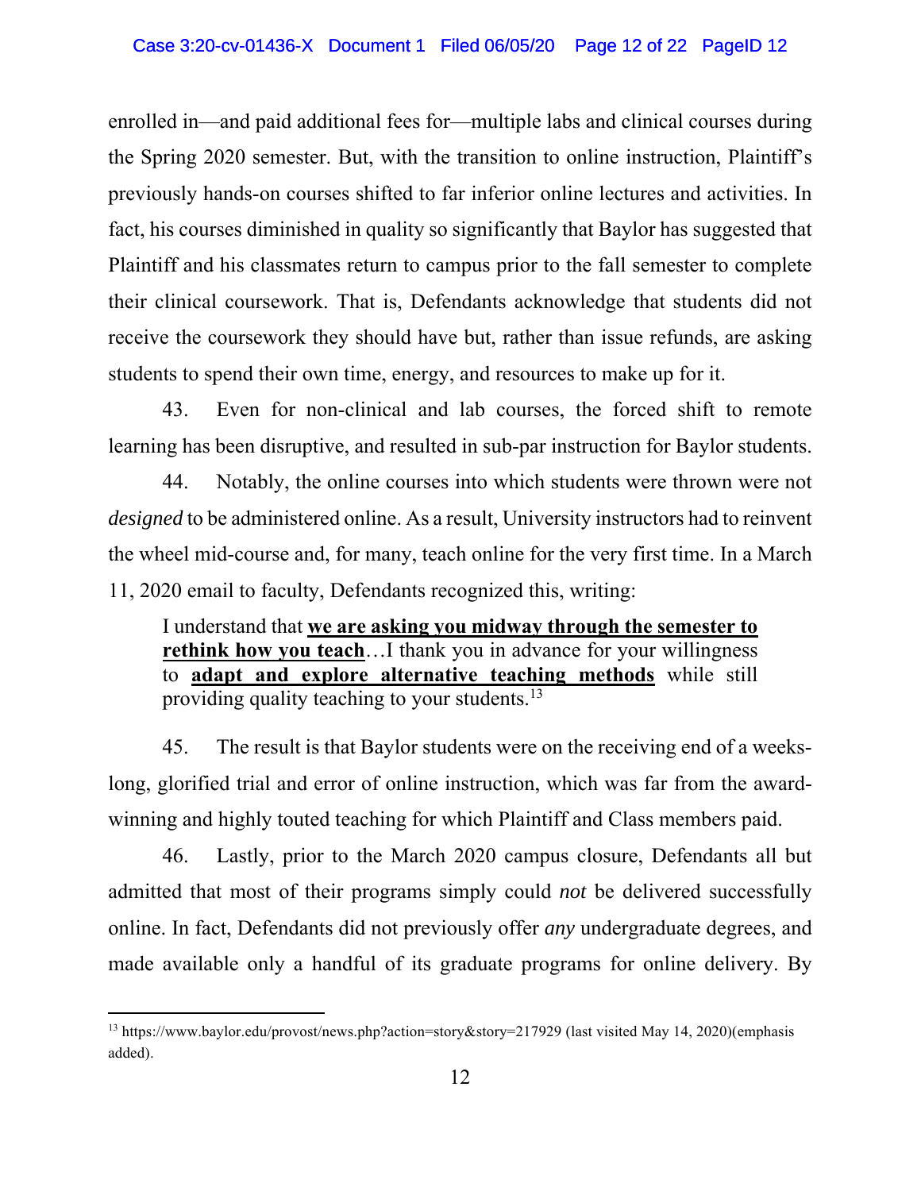enrolled in—and paid additional fees for—multiple labs and clinical courses during the Spring 2020 semester. But, with the transition to online instruction, Plaintiff's previously hands-on courses shifted to far inferior online lectures and activities. In fact, his courses diminished in quality so significantly that Baylor has suggested that Plaintiff and his classmates return to campus prior to the fall semester to complete their clinical coursework. That is, Defendants acknowledge that students did not receive the coursework they should have but, rather than issue refunds, are asking students to spend their own time, energy, and resources to make up for it.

43. Even for non-clinical and lab courses, the forced shift to remote learning has been disruptive, and resulted in sub-par instruction for Baylor students.

44. Notably, the online courses into which students were thrown were not *designed* to be administered online. As a result, University instructors had to reinvent the wheel mid-course and, for many, teach online for the very first time. In a March 11, 2020 email to faculty, Defendants recognized this, writing:

> I understand that **we are asking you midway through the semester to rethink how you teach**…I thank you in advance for your willingness to **adapt and explore alternative teaching methods** while still providing quality teaching to your students.[13]

45. The result is that Baylor students were on the receiving end of a weeks-long, glorified trial and error of online instruction, which was far from the award-winning and highly touted teaching for which Plaintiff and Class members paid.

46. Lastly, prior to the March 2020 campus closure, Defendants all but admitted that most of their programs simply could *not* be delivered successfully online. In fact, Defendants did not previously offer *any* undergraduate degrees, and made available only a handful of its graduate programs for online delivery. By

---

[13] https://www.baylor.edu/provost/news.php?action=story&story=217929 (last visited May 14, 2020)(emphasis added).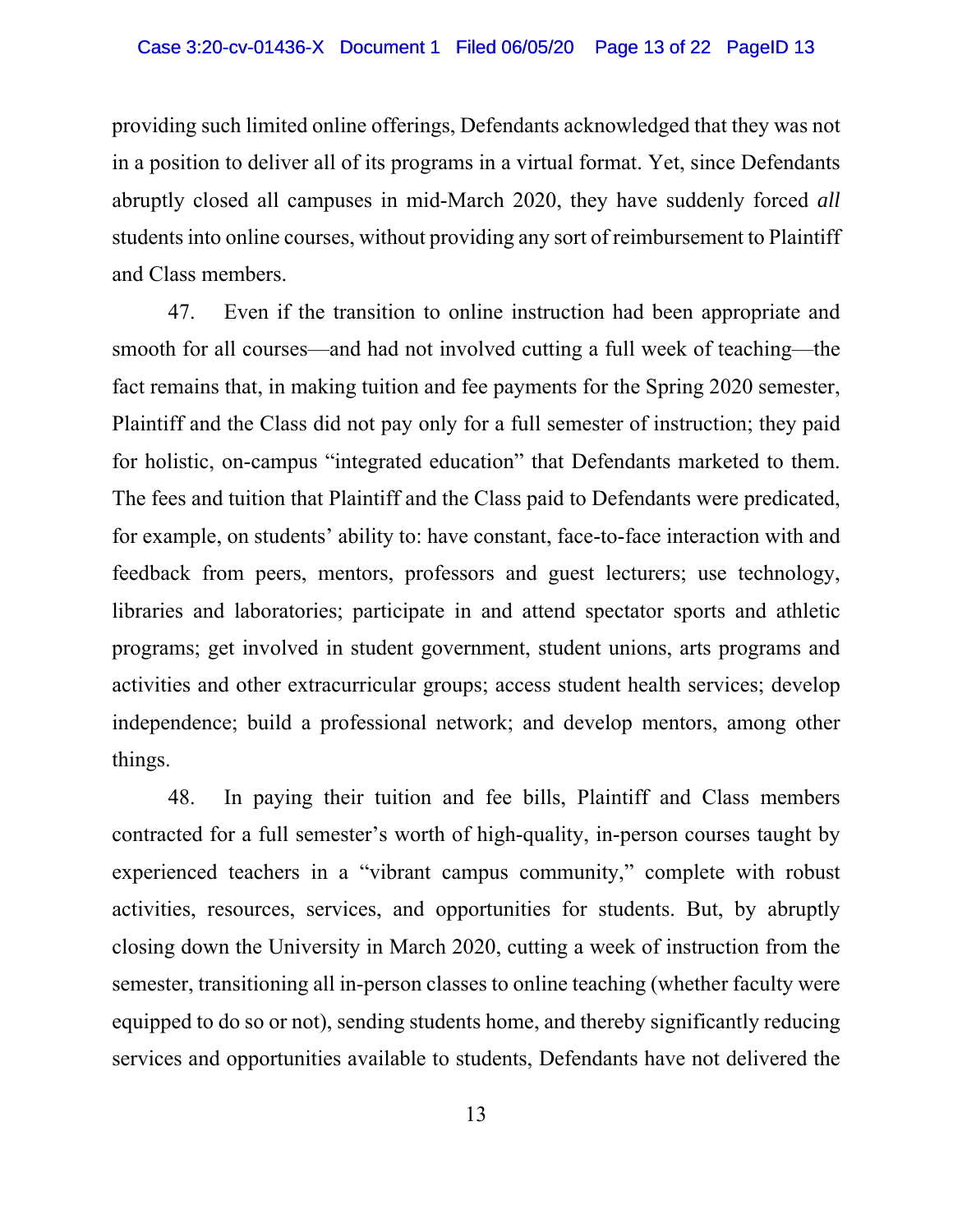providing such limited online offerings, Defendants acknowledged that they was not in a position to deliver all of its programs in a virtual format. Yet, since Defendants abruptly closed all campuses in mid-March 2020, they have suddenly forced *all* students into online courses, without providing any sort of reimbursement to Plaintiff and Class members.

47. Even if the transition to online instruction had been appropriate and smooth for all courses—and had not involved cutting a full week of teaching—the fact remains that, in making tuition and fee payments for the Spring 2020 semester, Plaintiff and the Class did not pay only for a full semester of instruction; they paid for holistic, on-campus "integrated education" that Defendants marketed to them. The fees and tuition that Plaintiff and the Class paid to Defendants were predicated, for example, on students' ability to: have constant, face-to-face interaction with and feedback from peers, mentors, professors and guest lecturers; use technology, libraries and laboratories; participate in and attend spectator sports and athletic programs; get involved in student government, student unions, arts programs and activities and other extracurricular groups; access student health services; develop independence; build a professional network; and develop mentors, among other things.

48. In paying their tuition and fee bills, Plaintiff and Class members contracted for a full semester's worth of high-quality, in-person courses taught by experienced teachers in a "vibrant campus community," complete with robust activities, resources, services, and opportunities for students. But, by abruptly closing down the University in March 2020, cutting a week of instruction from the semester, transitioning all in-person classes to online teaching (whether faculty were equipped to do so or not), sending students home, and thereby significantly reducing services and opportunities available to students, Defendants have not delivered the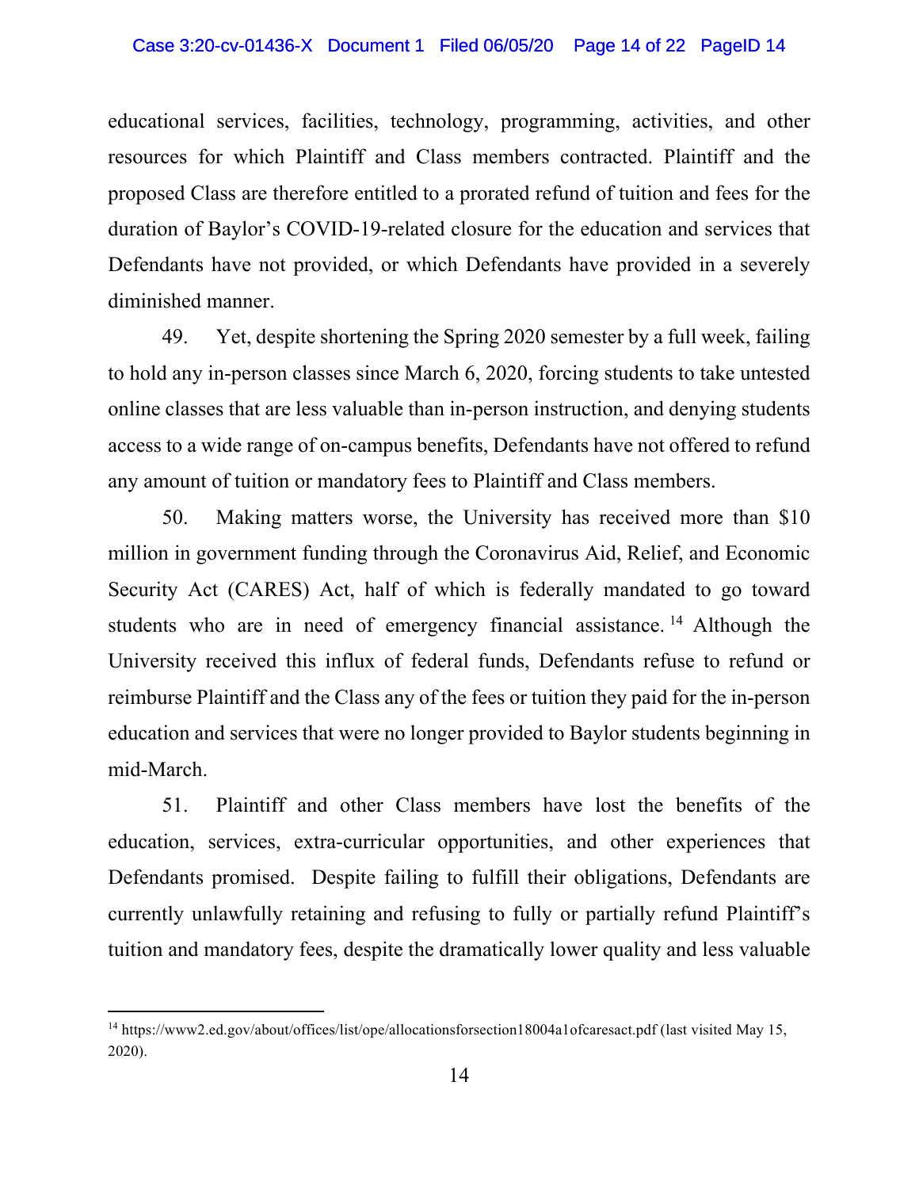educational services, facilities, technology, programming, activities, and other resources for which Plaintiff and Class members contracted. Plaintiff and the proposed Class are therefore entitled to a prorated refund of tuition and fees for the duration of Baylor's COVID-19-related closure for the education and services that Defendants have not provided, or which Defendants have provided in a severely diminished manner.

49. Yet, despite shortening the Spring 2020 semester by a full week, failing to hold any in-person classes since March 6, 2020, forcing students to take untested online classes that are less valuable than in-person instruction, and denying students access to a wide range of on-campus benefits, Defendants have not offered to refund any amount of tuition or mandatory fees to Plaintiff and Class members.

50. Making matters worse, the University has received more than $10 million in government funding through the Coronavirus Aid, Relief, and Economic Security Act (CARES) Act, half of which is federally mandated to go toward students who are in need of emergency financial assistance.[14] Although the University received this influx of federal funds, Defendants refuse to refund or reimburse Plaintiff and the Class any of the fees or tuition they paid for the in-person education and services that were no longer provided to Baylor students beginning in mid-March.

51. Plaintiff and other Class members have lost the benefits of the education, services, extra-curricular opportunities, and other experiences that Defendants promised. Despite failing to fulfill their obligations, Defendants are currently unlawfully retaining and refusing to fully or partially refund Plaintiff's tuition and mandatory fees, despite the dramatically lower quality and less valuable

---

[14] https://www2.ed.gov/about/offices/list/ope/allocationsforsection18004a1ofcaresact.pdf (last visited May 15, 2020).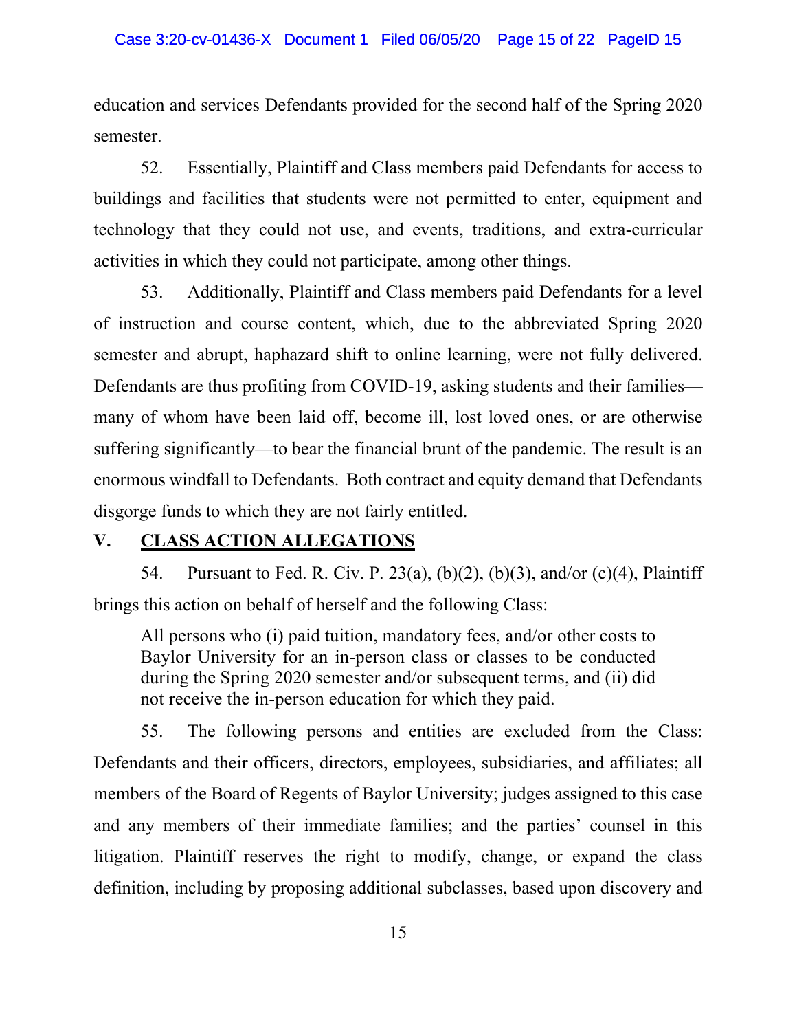education and services Defendants provided for the second half of the Spring 2020 semester.

52. Essentially, Plaintiff and Class members paid Defendants for access to buildings and facilities that students were not permitted to enter, equipment and technology that they could not use, and events, traditions, and extra-curricular activities in which they could not participate, among other things.

53. Additionally, Plaintiff and Class members paid Defendants for a level of instruction and course content, which, due to the abbreviated Spring 2020 semester and abrupt, haphazard shift to online learning, were not fully delivered. Defendants are thus profiting from COVID-19, asking students and their families—many of whom have been laid off, become ill, lost loved ones, or are otherwise suffering significantly—to bear the financial brunt of the pandemic. The result is an enormous windfall to Defendants. Both contract and equity demand that Defendants disgorge funds to which they are not fairly entitled.

## V. CLASS ACTION ALLEGATIONS

54. Pursuant to Fed. R. Civ. P. 23(a), (b)(2), (b)(3), and/or (c)(4), Plaintiff brings this action on behalf of herself and the following Class:

> All persons who (i) paid tuition, mandatory fees, and/or other costs to Baylor University for an in-person class or classes to be conducted during the Spring 2020 semester and/or subsequent terms, and (ii) did not receive the in-person education for which they paid.

55. The following persons and entities are excluded from the Class: Defendants and their officers, directors, employees, subsidiaries, and affiliates; all members of the Board of Regents of Baylor University; judges assigned to this case and any members of their immediate families; and the parties' counsel in this litigation. Plaintiff reserves the right to modify, change, or expand the class definition, including by proposing additional subclasses, based upon discovery and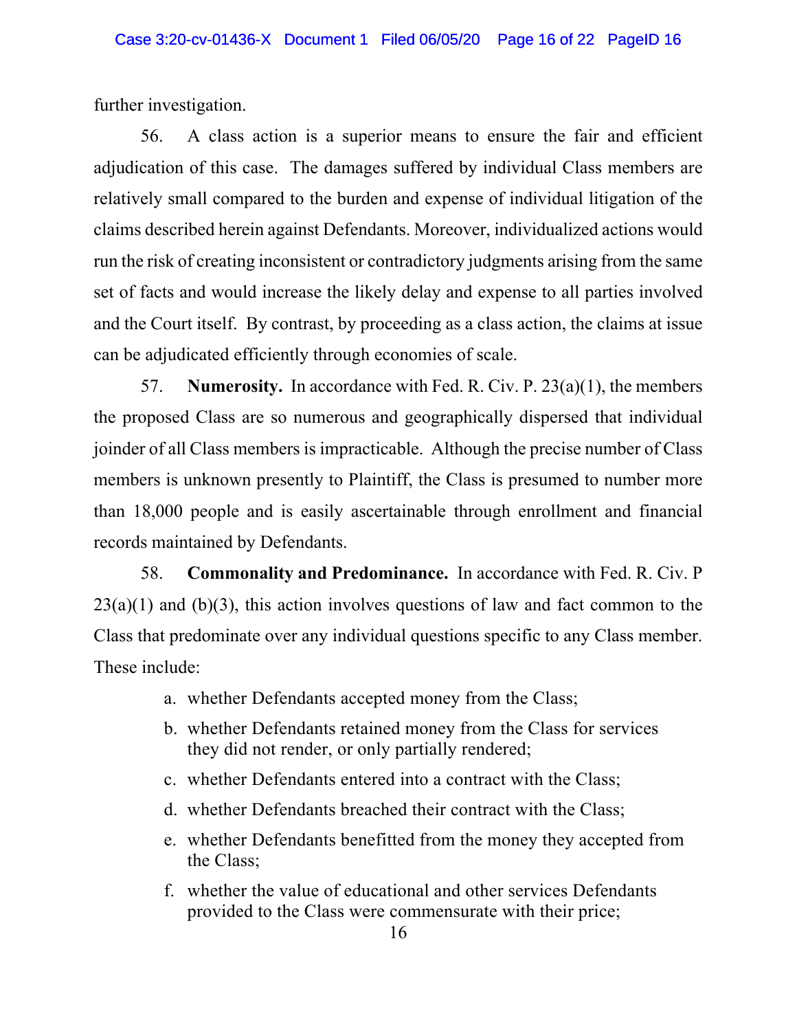further investigation.

56. A class action is a superior means to ensure the fair and efficient adjudication of this case. The damages suffered by individual Class members are relatively small compared to the burden and expense of individual litigation of the claims described herein against Defendants. Moreover, individualized actions would run the risk of creating inconsistent or contradictory judgments arising from the same set of facts and would increase the likely delay and expense to all parties involved and the Court itself. By contrast, by proceeding as a class action, the claims at issue can be adjudicated efficiently through economies of scale.

57. **Numerosity.** In accordance with Fed. R. Civ. P. 23(a)(1), the members the proposed Class are so numerous and geographically dispersed that individual joinder of all Class members is impracticable. Although the precise number of Class members is unknown presently to Plaintiff, the Class is presumed to number more than 18,000 people and is easily ascertainable through enrollment and financial records maintained by Defendants.

58. **Commonality and Predominance.** In accordance with Fed. R. Civ. P 23(a)(1) and (b)(3), this action involves questions of law and fact common to the Class that predominate over any individual questions specific to any Class member. These include:

a. whether Defendants accepted money from the Class;

b. whether Defendants retained money from the Class for services they did not render, or only partially rendered;

c. whether Defendants entered into a contract with the Class;

d. whether Defendants breached their contract with the Class;

e. whether Defendants benefitted from the money they accepted from the Class;

f. whether the value of educational and other services Defendants provided to the Class were commensurate with their price;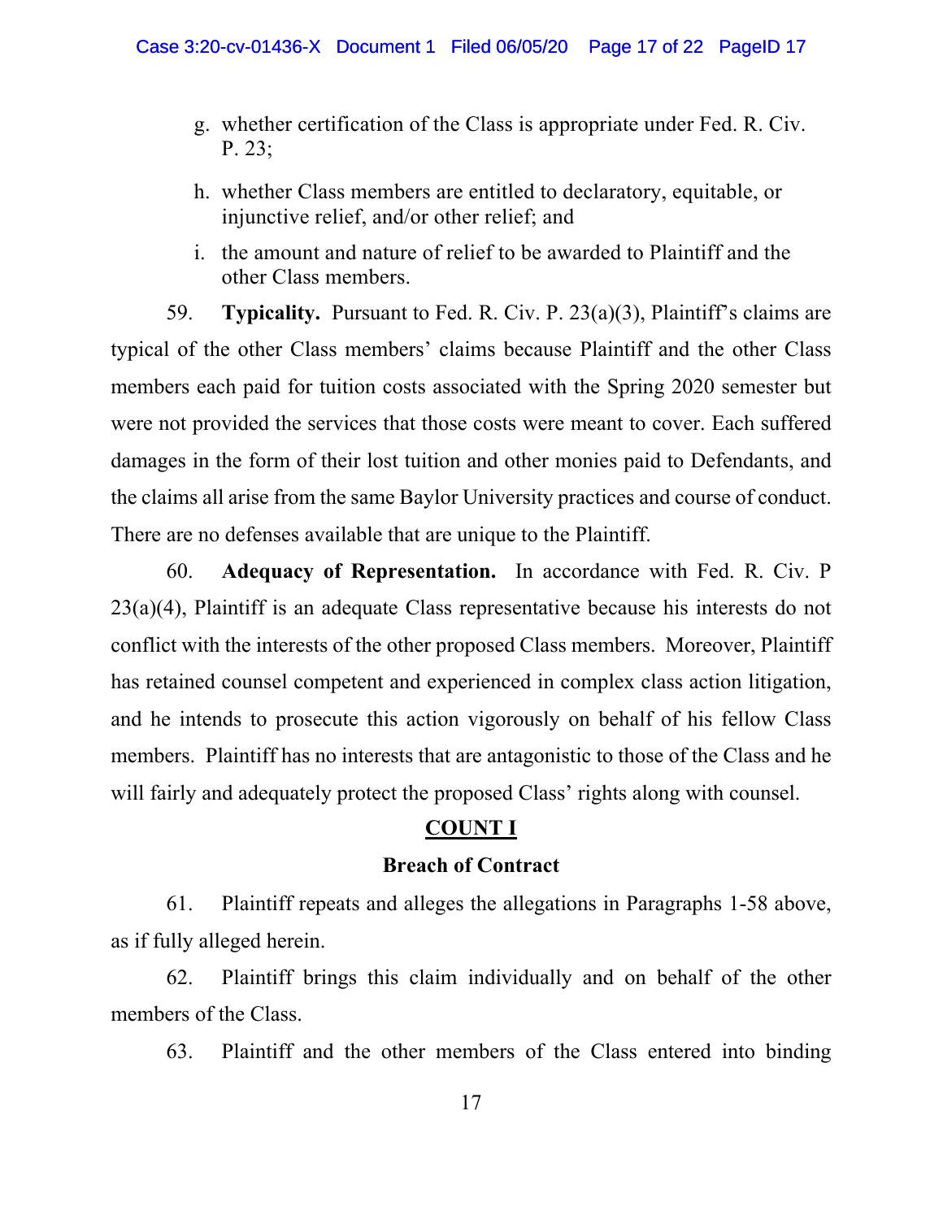g. whether certification of the Class is appropriate under Fed. R. Civ. P. 23;

h. whether Class members are entitled to declaratory, equitable, or injunctive relief, and/or other relief; and

i. the amount and nature of relief to be awarded to Plaintiff and the other Class members.

59. **Typicality.** Pursuant to Fed. R. Civ. P. 23(a)(3), Plaintiff's claims are typical of the other Class members' claims because Plaintiff and the other Class members each paid for tuition costs associated with the Spring 2020 semester but were not provided the services that those costs were meant to cover. Each suffered damages in the form of their lost tuition and other monies paid to Defendants, and the claims all arise from the same Baylor University practices and course of conduct. There are no defenses available that are unique to the Plaintiff.

60. **Adequacy of Representation.** In accordance with Fed. R. Civ. P 23(a)(4), Plaintiff is an adequate Class representative because his interests do not conflict with the interests of the other proposed Class members. Moreover, Plaintiff has retained counsel competent and experienced in complex class action litigation, and he intends to prosecute this action vigorously on behalf of his fellow Class members. Plaintiff has no interests that are antagonistic to those of the Class and he will fairly and adequately protect the proposed Class' rights along with counsel.

## COUNT I

### Breach of Contract

61. Plaintiff repeats and alleges the allegations in Paragraphs 1-58 above, as if fully alleged herein.

62. Plaintiff brings this claim individually and on behalf of the other members of the Class.

63. Plaintiff and the other members of the Class entered into binding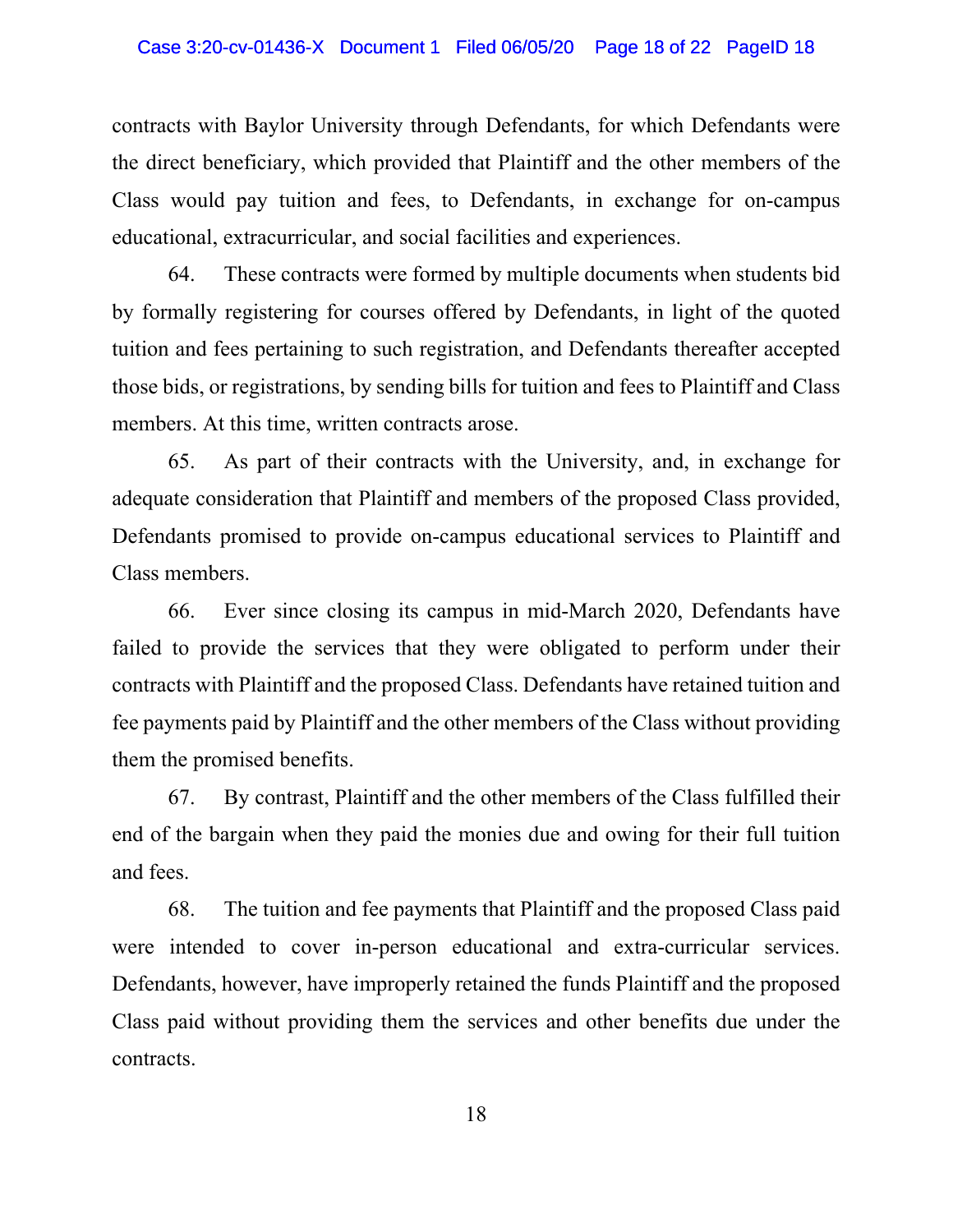contracts with Baylor University through Defendants, for which Defendants were the direct beneficiary, which provided that Plaintiff and the other members of the Class would pay tuition and fees, to Defendants, in exchange for on-campus educational, extracurricular, and social facilities and experiences.

64. These contracts were formed by multiple documents when students bid by formally registering for courses offered by Defendants, in light of the quoted tuition and fees pertaining to such registration, and Defendants thereafter accepted those bids, or registrations, by sending bills for tuition and fees to Plaintiff and Class members. At this time, written contracts arose.

65. As part of their contracts with the University, and, in exchange for adequate consideration that Plaintiff and members of the proposed Class provided, Defendants promised to provide on-campus educational services to Plaintiff and Class members.

66. Ever since closing its campus in mid-March 2020, Defendants have failed to provide the services that they were obligated to perform under their contracts with Plaintiff and the proposed Class. Defendants have retained tuition and fee payments paid by Plaintiff and the other members of the Class without providing them the promised benefits.

67. By contrast, Plaintiff and the other members of the Class fulfilled their end of the bargain when they paid the monies due and owing for their full tuition and fees.

68. The tuition and fee payments that Plaintiff and the proposed Class paid were intended to cover in-person educational and extra-curricular services. Defendants, however, have improperly retained the funds Plaintiff and the proposed Class paid without providing them the services and other benefits due under the contracts.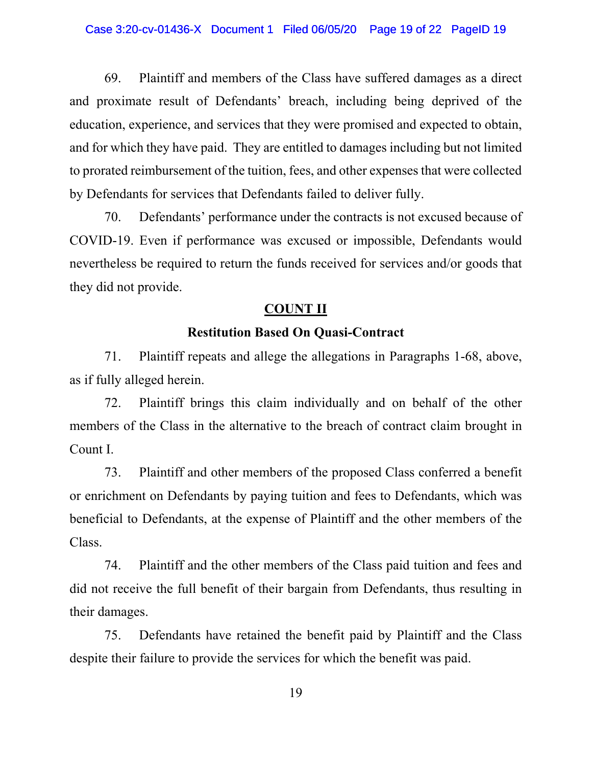69. Plaintiff and members of the Class have suffered damages as a direct and proximate result of Defendants' breach, including being deprived of the education, experience, and services that they were promised and expected to obtain, and for which they have paid. They are entitled to damages including but not limited to prorated reimbursement of the tuition, fees, and other expenses that were collected by Defendants for services that Defendants failed to deliver fully.

70. Defendants' performance under the contracts is not excused because of COVID-19. Even if performance was excused or impossible, Defendants would nevertheless be required to return the funds received for services and/or goods that they did not provide.

## COUNT II

### Restitution Based On Quasi-Contract

71. Plaintiff repeats and allege the allegations in Paragraphs 1-68, above, as if fully alleged herein.

72. Plaintiff brings this claim individually and on behalf of the other members of the Class in the alternative to the breach of contract claim brought in Count I.

73. Plaintiff and other members of the proposed Class conferred a benefit or enrichment on Defendants by paying tuition and fees to Defendants, which was beneficial to Defendants, at the expense of Plaintiff and the other members of the Class.

74. Plaintiff and the other members of the Class paid tuition and fees and did not receive the full benefit of their bargain from Defendants, thus resulting in their damages.

75. Defendants have retained the benefit paid by Plaintiff and the Class despite their failure to provide the services for which the benefit was paid.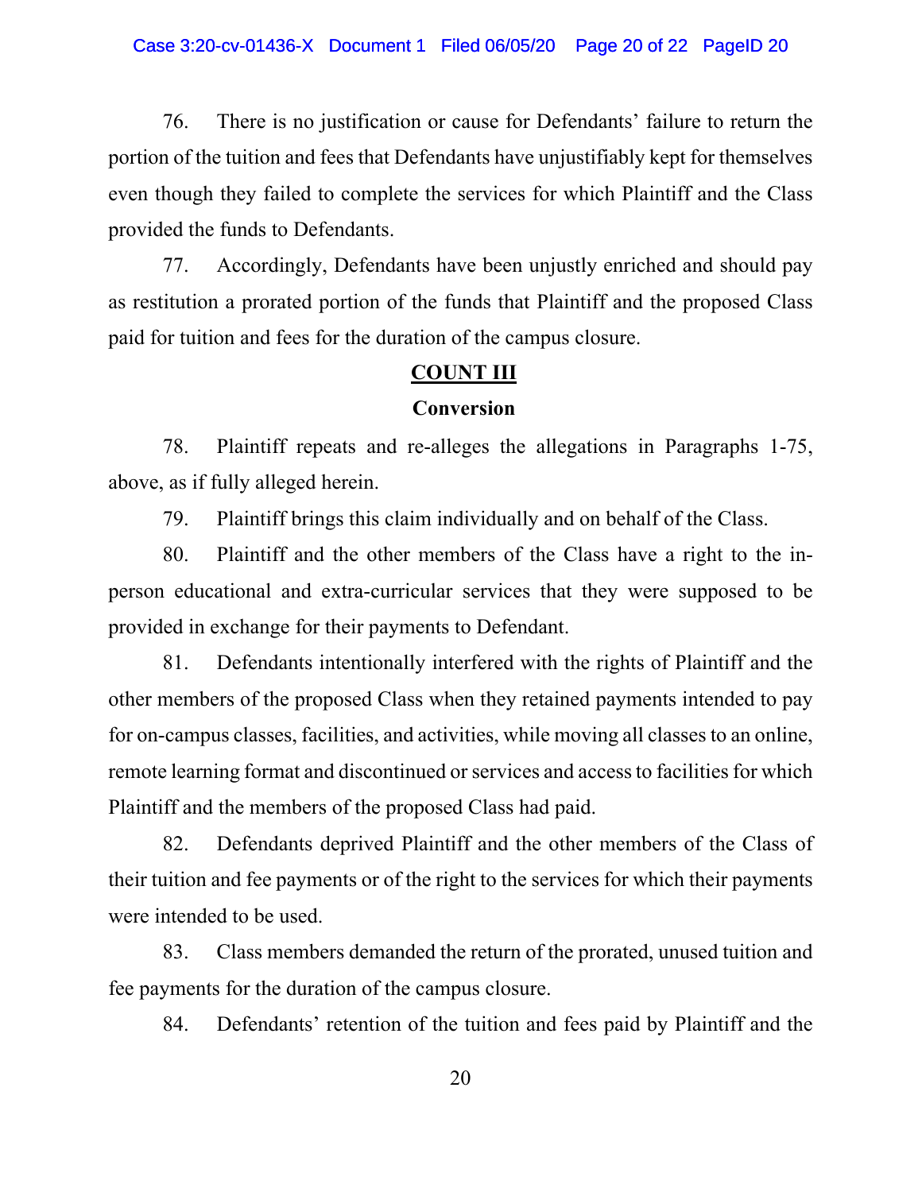76. There is no justification or cause for Defendants' failure to return the portion of the tuition and fees that Defendants have unjustifiably kept for themselves even though they failed to complete the services for which Plaintiff and the Class provided the funds to Defendants.

77. Accordingly, Defendants have been unjustly enriched and should pay as restitution a prorated portion of the funds that Plaintiff and the proposed Class paid for tuition and fees for the duration of the campus closure.

## COUNT III

### Conversion

78. Plaintiff repeats and re-alleges the allegations in Paragraphs 1-75, above, as if fully alleged herein.

79. Plaintiff brings this claim individually and on behalf of the Class.

80. Plaintiff and the other members of the Class have a right to the in-person educational and extra-curricular services that they were supposed to be provided in exchange for their payments to Defendant.

81. Defendants intentionally interfered with the rights of Plaintiff and the other members of the proposed Class when they retained payments intended to pay for on-campus classes, facilities, and activities, while moving all classes to an online, remote learning format and discontinued or services and access to facilities for which Plaintiff and the members of the proposed Class had paid.

82. Defendants deprived Plaintiff and the other members of the Class of their tuition and fee payments or of the right to the services for which their payments were intended to be used.

83. Class members demanded the return of the prorated, unused tuition and fee payments for the duration of the campus closure.

84. Defendants' retention of the tuition and fees paid by Plaintiff and the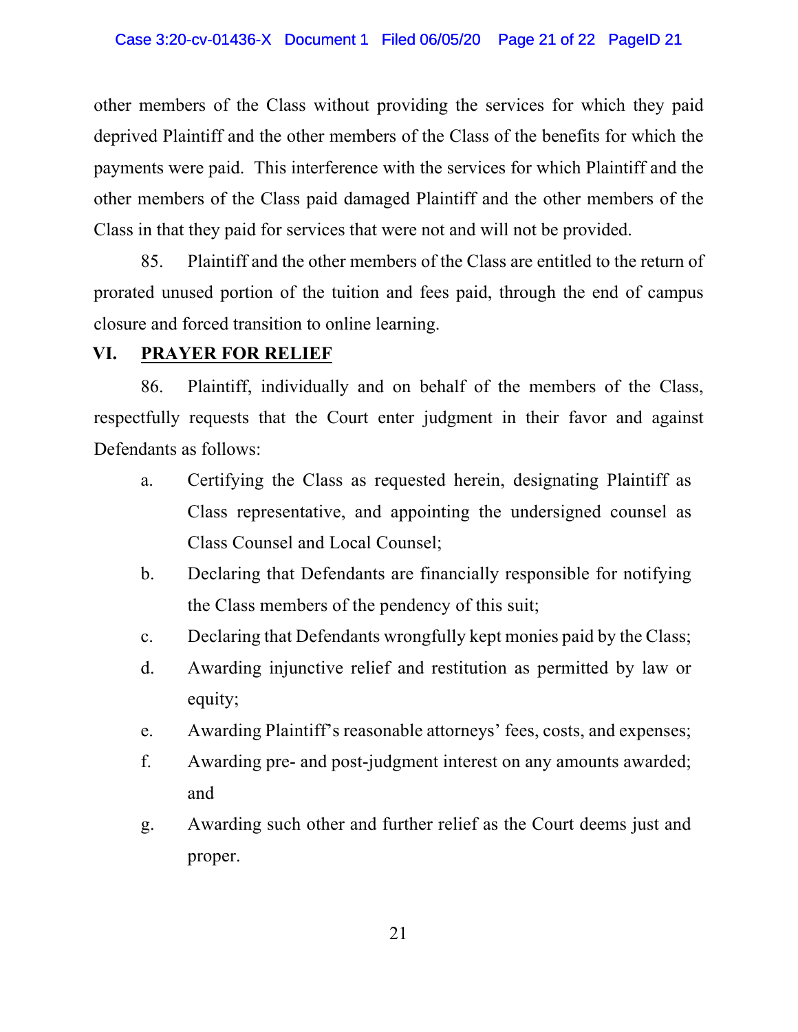other members of the Class without providing the services for which they paid deprived Plaintiff and the other members of the Class of the benefits for which the payments were paid. This interference with the services for which Plaintiff and the other members of the Class paid damaged Plaintiff and the other members of the Class in that they paid for services that were not and will not be provided.

85. Plaintiff and the other members of the Class are entitled to the return of prorated unused portion of the tuition and fees paid, through the end of campus closure and forced transition to online learning.

## VI. PRAYER FOR RELIEF

86. Plaintiff, individually and on behalf of the members of the Class, respectfully requests that the Court enter judgment in their favor and against Defendants as follows:

a. Certifying the Class as requested herein, designating Plaintiff as Class representative, and appointing the undersigned counsel as Class Counsel and Local Counsel;

b. Declaring that Defendants are financially responsible for notifying the Class members of the pendency of this suit;

c. Declaring that Defendants wrongfully kept monies paid by the Class;

d. Awarding injunctive relief and restitution as permitted by law or equity;

e. Awarding Plaintiff's reasonable attorneys' fees, costs, and expenses;

f. Awarding pre- and post-judgment interest on any amounts awarded; and

g. Awarding such other and further relief as the Court deems just and proper.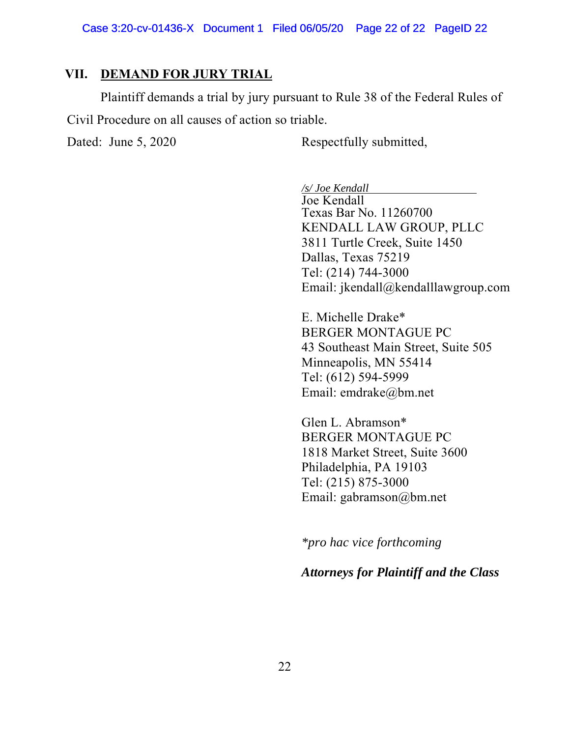## VII. DEMAND FOR JURY TRIAL

Plaintiff demands a trial by jury pursuant to Rule 38 of the Federal Rules of Civil Procedure on all causes of action so triable.

Dated: June 5, 2020

Respectfully submitted,

*/s/ Joe Kendall*
Joe Kendall
Texas Bar No. 11260700
KENDALL LAW GROUP, PLLC
3811 Turtle Creek, Suite 1450
Dallas, Texas 75219
Tel: (214) 744-3000
Email: jkendall@kendalllawgroup.com

E. Michelle Drake*
BERGER MONTAGUE PC
43 Southeast Main Street, Suite 505
Minneapolis, MN 55414
Tel: (612) 594-5999
Email: emdrake@bm.net

Glen L. Abramson*
BERGER MONTAGUE PC
1818 Market Street, Suite 3600
Philadelphia, PA 19103
Tel: (215) 875-3000
Email: gabramson@bm.net

**pro hac vice forthcoming*

***Attorneys for Plaintiff and the Class***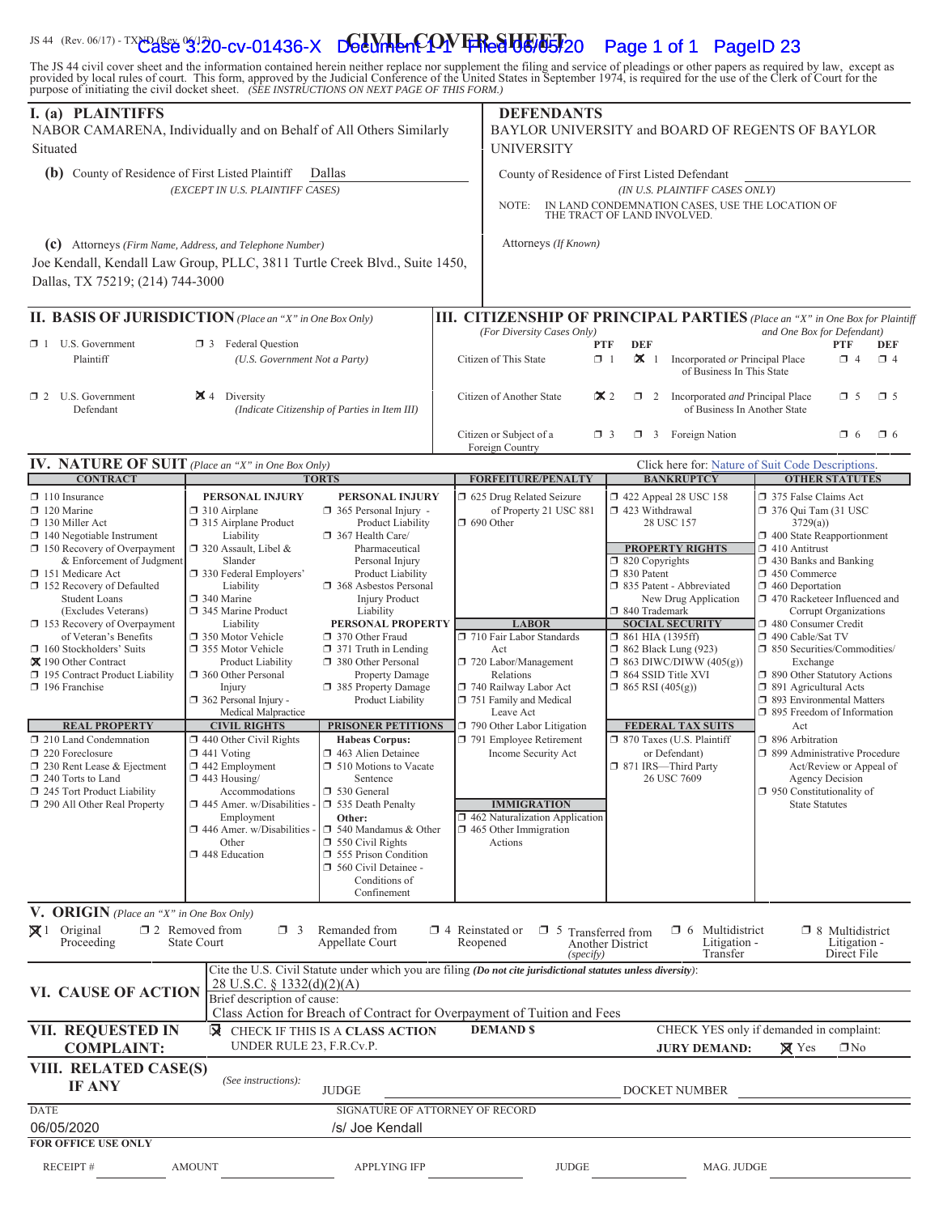JS 44 (Rev. 06/17) - TXND (Rev. 06/17)

# CIVIL COVER SHEET

The JS 44 civil cover sheet and the information contained herein neither replace nor supplement the filing and service of pleadings or other papers as required by law, except as provided by local rules of court. This form, approved by the Judicial Conference of the United States in September 1974, is required for the use of the Clerk of Court for the purpose of initiating the civil docket sheet. *(SEE INSTRUCTIONS ON NEXT PAGE OF THIS FORM.)*

## I. (a) PLAINTIFFS

NABOR CAMARENA, Individually and on Behalf of All Others Similarly Situated

**(b)** County of Residence of First Listed Plaintiff: Dallas
*(EXCEPT IN U.S. PLAINTIFF CASES)*

**(c)** Attorneys *(Firm Name, Address, and Telephone Number)*
Joe Kendall, Kendall Law Group, PLLC, 3811 Turtle Creek Blvd., Suite 1450, Dallas, TX 75219; (214) 744-3000

## DEFENDANTS

BAYLOR UNIVERSITY and BOARD OF REGENTS OF BAYLOR UNIVERSITY

County of Residence of First Listed Defendant: 
*(IN U.S. PLAINTIFF CASES ONLY)*

NOTE: IN LAND CONDEMNATION CASES, USE THE LOCATION OF THE TRACT OF LAND INVOLVED.

Attorneys *(If Known)*

## II. BASIS OF JURISDICTION *(Place an "X" in One Box Only)*

- ☐ 1 U.S. Government Plaintiff
- ☐ 3 Federal Question *(U.S. Government Not a Party)*
- ☐ 2 U.S. Government Defendant
- ☒ 4 Diversity *(Indicate Citizenship of Parties in Item III)*

## III. CITIZENSHIP OF PRINCIPAL PARTIES *(Place an "X" in One Box for Plaintiff and One Box for Defendant)*

*(For Diversity Cases Only)*

| | PTF | DEF | | PTF | DEF |
|---|---|---|---|---|---|
| Citizen of This State | ☐ 1 | ☒ 1 | Incorporated *or* Principal Place of Business In This State | ☐ 4 | ☐ 4 |
| Citizen of Another State | ☒ 2 | ☐ 2 | Incorporated *and* Principal Place of Business In Another State | ☐ 5 | ☐ 5 |
| Citizen or Subject of a Foreign Country | ☐ 3 | ☐ 3 | Foreign Nation | ☐ 6 | ☐ 6 |

## IV. NATURE OF SUIT *(Place an "X" in One Box Only)*

Click here for: Nature of Suit Code Descriptions.

**CONTRACT**
- ☐ 110 Insurance
- ☐ 120 Marine
- ☐ 130 Miller Act
- ☐ 140 Negotiable Instrument
- ☐ 150 Recovery of Overpayment & Enforcement of Judgment
- ☐ 151 Medicare Act
- ☐ 152 Recovery of Defaulted Student Loans (Excludes Veterans)
- ☐ 153 Recovery of Overpayment of Veteran's Benefits
- ☐ 160 Stockholders' Suits
- ☒ 190 Other Contract
- ☐ 195 Contract Product Liability
- ☐ 196 Franchise

**REAL PROPERTY**
- ☐ 210 Land Condemnation
- ☐ 220 Foreclosure
- ☐ 230 Rent Lease & Ejectment
- ☐ 240 Torts to Land
- ☐ 245 Tort Product Liability
- ☐ 290 All Other Real Property

**TORTS**

PERSONAL INJURY
- ☐ 310 Airplane
- ☐ 315 Airplane Product Liability
- ☐ 320 Assault, Libel & Slander
- ☐ 330 Federal Employers' Liability
- ☐ 340 Marine
- ☐ 345 Marine Product Liability
- ☐ 350 Motor Vehicle
- ☐ 355 Motor Vehicle Product Liability
- ☐ 360 Other Personal Injury
- ☐ 362 Personal Injury - Medical Malpractice

PERSONAL INJURY
- ☐ 365 Personal Injury - Product Liability
- ☐ 367 Health Care/ Pharmaceutical Personal Injury Product Liability
- ☐ 368 Asbestos Personal Injury Product Liability

PERSONAL PROPERTY
- ☐ 370 Other Fraud
- ☐ 371 Truth in Lending
- ☐ 380 Other Personal Property Damage
- ☐ 385 Property Damage Product Liability

**CIVIL RIGHTS**
- ☐ 440 Other Civil Rights
- ☐ 441 Voting
- ☐ 442 Employment
- ☐ 443 Housing/ Accommodations
- ☐ 445 Amer. w/Disabilities - Employment
- ☐ 446 Amer. w/Disabilities - Other
- ☐ 448 Education

**PRISONER PETITIONS**

Habeas Corpus:
- ☐ 463 Alien Detainee
- ☐ 510 Motions to Vacate Sentence
- ☐ 530 General
- ☐ 535 Death Penalty

Other:
- ☐ 540 Mandamus & Other
- ☐ 550 Civil Rights
- ☐ 555 Prison Condition
- ☐ 560 Civil Detainee - Conditions of Confinement

**FORFEITURE/PENALTY**
- ☐ 625 Drug Related Seizure of Property 21 USC 881
- ☐ 690 Other

**LABOR**
- ☐ 710 Fair Labor Standards Act
- ☐ 720 Labor/Management Relations
- ☐ 740 Railway Labor Act
- ☐ 751 Family and Medical Leave Act
- ☐ 790 Other Labor Litigation
- ☐ 791 Employee Retirement Income Security Act

**IMMIGRATION**
- ☐ 462 Naturalization Application
- ☐ 465 Other Immigration Actions

**BANKRUPTCY**
- ☐ 422 Appeal 28 USC 158
- ☐ 423 Withdrawal 28 USC 157

**PROPERTY RIGHTS**
- ☐ 820 Copyrights
- ☐ 830 Patent
- ☐ 835 Patent - Abbreviated New Drug Application
- ☐ 840 Trademark

**SOCIAL SECURITY**
- ☐ 861 HIA (1395ff)
- ☐ 862 Black Lung (923)
- ☐ 863 DIWC/DIWW (405(g))
- ☐ 864 SSID Title XVI
- ☐ 865 RSI (405(g))

**FEDERAL TAX SUITS**
- ☐ 870 Taxes (U.S. Plaintiff or Defendant)
- ☐ 871 IRS—Third Party 26 USC 7609

**OTHER STATUTES**
- ☐ 375 False Claims Act
- ☐ 376 Qui Tam (31 USC 3729(a))
- ☐ 400 State Reapportionment
- ☐ 410 Antitrust
- ☐ 430 Banks and Banking
- ☐ 450 Commerce
- ☐ 460 Deportation
- ☐ 470 Racketeer Influenced and Corrupt Organizations
- ☐ 480 Consumer Credit
- ☐ 490 Cable/Sat TV
- ☐ 850 Securities/Commodities/ Exchange
- ☐ 890 Other Statutory Actions
- ☐ 891 Agricultural Acts
- ☐ 893 Environmental Matters
- ☐ 895 Freedom of Information Act
- ☐ 896 Arbitration
- ☐ 899 Administrative Procedure Act/Review or Appeal of Agency Decision
- ☐ 950 Constitutionality of State Statutes

## V. ORIGIN *(Place an "X" in One Box Only)*

- ☒ 1 Original Proceeding
- ☐ 2 Removed from State Court
- ☐ 3 Remanded from Appellate Court
- ☐ 4 Reinstated or Reopened
- ☐ 5 Transferred from Another District *(specify)*
- ☐ 6 Multidistrict Litigation - Transfer
- ☐ 8 Multidistrict Litigation - Direct File

## VI. CAUSE OF ACTION

Cite the U.S. Civil Statute under which you are filing *(Do not cite jurisdictional statutes unless diversity)*:
28 U.S.C. § 1332(d)(2)(A)

Brief description of cause:
Class Action for Breach of Contract for Overpayment of Tuition and Fees

## VII. REQUESTED IN COMPLAINT:

☒ CHECK IF THIS IS A **CLASS ACTION** UNDER RULE 23, F.R.Cv.P.

**DEMAND $**

CHECK YES only if demanded in complaint:
**JURY DEMAND:** ☒ Yes ☐ No

## VIII. RELATED CASE(S) IF ANY

*(See instructions):* JUDGE ______ DOCKET NUMBER ______

DATE: 06/05/2020

SIGNATURE OF ATTORNEY OF RECORD: /s/ Joe Kendall

**FOR OFFICE USE ONLY**

RECEIPT # ______ AMOUNT ______ APPLYING IFP ______ JUDGE ______ MAG. JUDGE ______